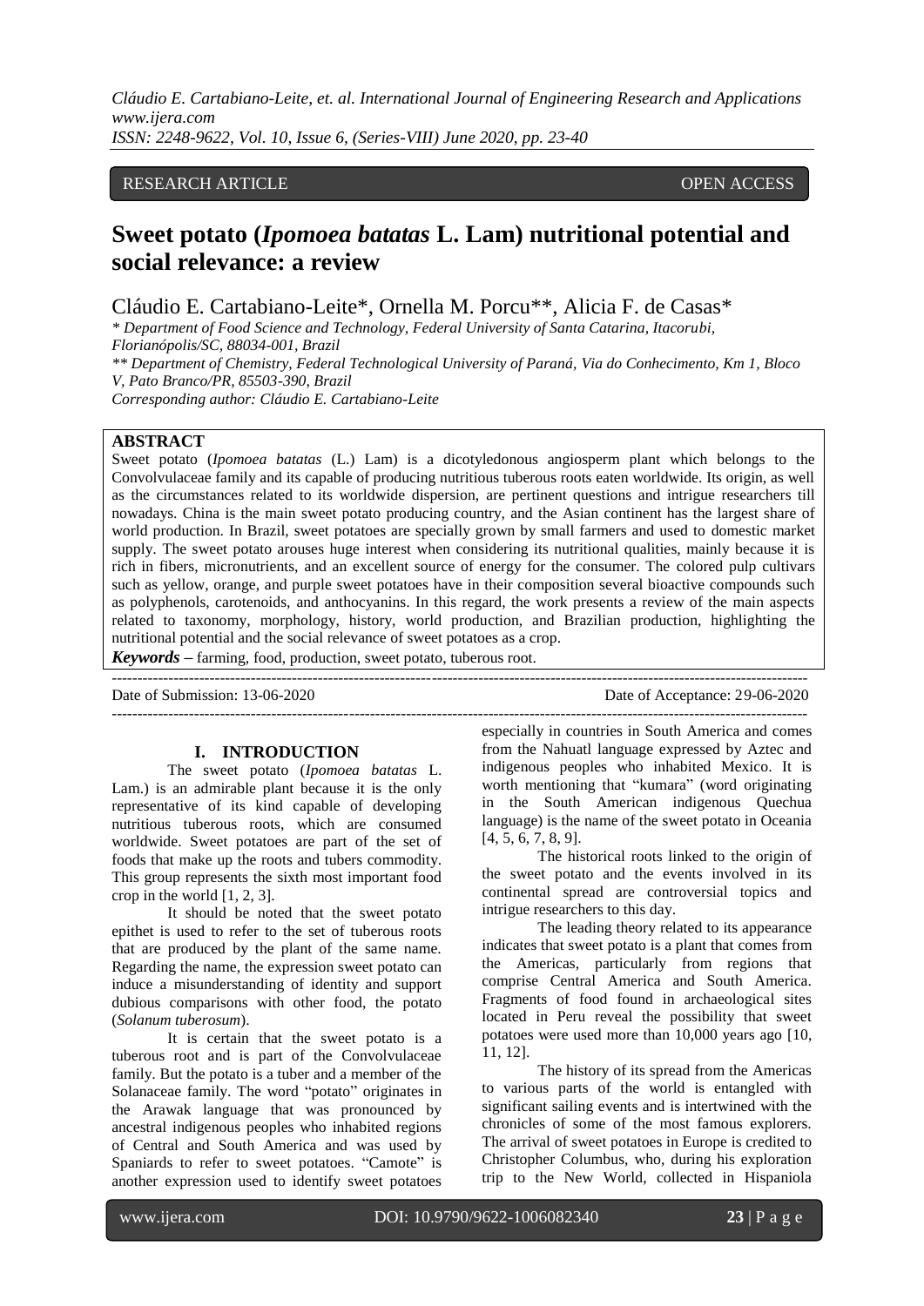RESEARCH ARTICLE OPEN ACCESS

# Sweet potato (*Ipomoea batatas* L. Lam) nutritional potential and social relevance: a review

Cláudio E. Cartabiano-Leite*, Ornella M. Porcu**, Alicia F. de Casas*

*\* Department of Food Science and Technology, Federal University of Santa Catarina, Itacorubi, Florianópolis/SC, 88034-001, Brazil*
*\*\* Department of Chemistry, Federal Technological University of Paraná, Via do Conhecimento, Km 1, Bloco V, Pato Branco/PR, 85503-390, Brazil*
*Corresponding author: Cláudio E. Cartabiano-Leite*

## ABSTRACT

Sweet potato (*Ipomoea batatas* (L.) Lam) is a dicotyledonous angiosperm plant which belongs to the Convolvulaceae family and its capable of producing nutritious tuberous roots eaten worldwide. Its origin, as well as the circumstances related to its worldwide dispersion, are pertinent questions and intrigue researchers till nowadays. China is the main sweet potato producing country, and the Asian continent has the largest share of world production. In Brazil, sweet potatoes are specially grown by small farmers and used to domestic market supply. The sweet potato arouses huge interest when considering its nutritional qualities, mainly because it is rich in fibers, micronutrients, and an excellent source of energy for the consumer. The colored pulp cultivars such as yellow, orange, and purple sweet potatoes have in their composition several bioactive compounds such as polyphenols, carotenoids, and anthocyanins. In this regard, the work presents a review of the main aspects related to taxonomy, morphology, history, world production, and Brazilian production, highlighting the nutritional potential and the social relevance of sweet potatoes as a crop.

***Keywords*** – farming, food, production, sweet potato, tuberous root.

Date of Submission: 13-06-2020 Date of Acceptance: 29-06-2020

## I. INTRODUCTION

The sweet potato (*Ipomoea batatas* L. Lam.) is an admirable plant because it is the only representative of its kind capable of developing nutritious tuberous roots, which are consumed worldwide. Sweet potatoes are part of the set of foods that make up the roots and tubers commodity. This group represents the sixth most important food crop in the world [1, 2, 3].

It should be noted that the sweet potato epithet is used to refer to the set of tuberous roots that are produced by the plant of the same name. Regarding the name, the expression sweet potato can induce a misunderstanding of identity and support dubious comparisons with other food, the potato (*Solanum tuberosum*).

It is certain that the sweet potato is a tuberous root and is part of the Convolvulaceae family. But the potato is a tuber and a member of the Solanaceae family. The word "potato" originates in the Arawak language that was pronounced by ancestral indigenous peoples who inhabited regions of Central and South America and was used by Spaniards to refer to sweet potatoes. "Camote" is another expression used to identify sweet potatoes especially in countries in South America and comes from the Nahuatl language expressed by Aztec and indigenous peoples who inhabited Mexico. It is worth mentioning that "kumara" (word originating in the South American indigenous Quechua language) is the name of the sweet potato in Oceania [4, 5, 6, 7, 8, 9].

The historical roots linked to the origin of the sweet potato and the events involved in its continental spread are controversial topics and intrigue researchers to this day.

The leading theory related to its appearance indicates that sweet potato is a plant that comes from the Americas, particularly from regions that comprise Central America and South America. Fragments of food found in archaeological sites located in Peru reveal the possibility that sweet potatoes were used more than 10,000 years ago [10, 11, 12].

The history of its spread from the Americas to various parts of the world is entangled with significant sailing events and is intertwined with the chronicles of some of the most famous explorers. The arrival of sweet potatoes in Europe is credited to Christopher Columbus, who, during his exploration trip to the New World, collected in Hispaniola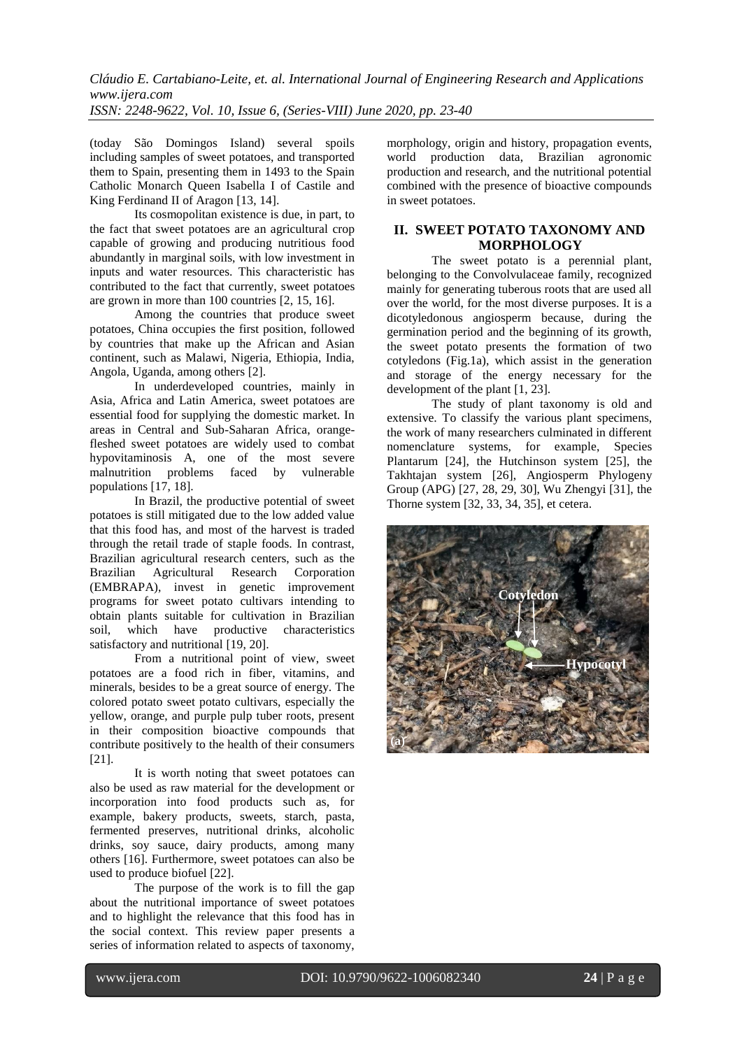(today São Domingos Island) several spoils including samples of sweet potatoes, and transported them to Spain, presenting them in 1493 to the Spain Catholic Monarch Queen Isabella I of Castile and King Ferdinand II of Aragon [13, 14].

Its cosmopolitan existence is due, in part, to the fact that sweet potatoes are an agricultural crop capable of growing and producing nutritious food abundantly in marginal soils, with low investment in inputs and water resources. This characteristic has contributed to the fact that currently, sweet potatoes are grown in more than 100 countries [2, 15, 16].

Among the countries that produce sweet potatoes, China occupies the first position, followed by countries that make up the African and Asian continent, such as Malawi, Nigeria, Ethiopia, India, Angola, Uganda, among others [2].

In underdeveloped countries, mainly in Asia, Africa and Latin America, sweet potatoes are essential food for supplying the domestic market. In areas in Central and Sub-Saharan Africa, orange-fleshed sweet potatoes are widely used to combat hypovitaminosis A, one of the most severe malnutrition problems faced by vulnerable populations [17, 18].

In Brazil, the productive potential of sweet potatoes is still mitigated due to the low added value that this food has, and most of the harvest is traded through the retail trade of staple foods. In contrast, Brazilian agricultural research centers, such as the Brazilian Agricultural Research Corporation (EMBRAPA), invest in genetic improvement programs for sweet potato cultivars intending to obtain plants suitable for cultivation in Brazilian soil, which have productive characteristics satisfactory and nutritional [19, 20].

From a nutritional point of view, sweet potatoes are a food rich in fiber, vitamins, and minerals, besides to be a great source of energy. The colored potato sweet potato cultivars, especially the yellow, orange, and purple pulp tuber roots, present in their composition bioactive compounds that contribute positively to the health of their consumers [21].

It is worth noting that sweet potatoes can also be used as raw material for the development or incorporation into food products such as, for example, bakery products, sweets, starch, pasta, fermented preserves, nutritional drinks, alcoholic drinks, soy sauce, dairy products, among many others [16]. Furthermore, sweet potatoes can also be used to produce biofuel [22].

The purpose of the work is to fill the gap about the nutritional importance of sweet potatoes and to highlight the relevance that this food has in the social context. This review paper presents a series of information related to aspects of taxonomy, morphology, origin and history, propagation events, world production data, Brazilian agronomic production and research, and the nutritional potential combined with the presence of bioactive compounds in sweet potatoes.

## II. SWEET POTATO TAXONOMY AND MORPHOLOGY

The sweet potato is a perennial plant, belonging to the Convolvulaceae family, recognized mainly for generating tuberous roots that are used all over the world, for the most diverse purposes. It is a dicotyledonous angiosperm because, during the germination period and the beginning of its growth, the sweet potato presents the formation of two cotyledons (Fig.1a), which assist in the generation and storage of the energy necessary for the development of the plant [1, 23].

The study of plant taxonomy is old and extensive. To classify the various plant specimens, the work of many researchers culminated in different nomenclature systems, for example, Species Plantarum [24], the Hutchinson system [25], the Takhtajan system [26], Angiosperm Phylogeny Group (APG) [27, 28, 29, 30], Wu Zhengyi [31], the Thorne system [32, 33, 34, 35], et cetera.

Cotyledon

Hypocotyl

(a)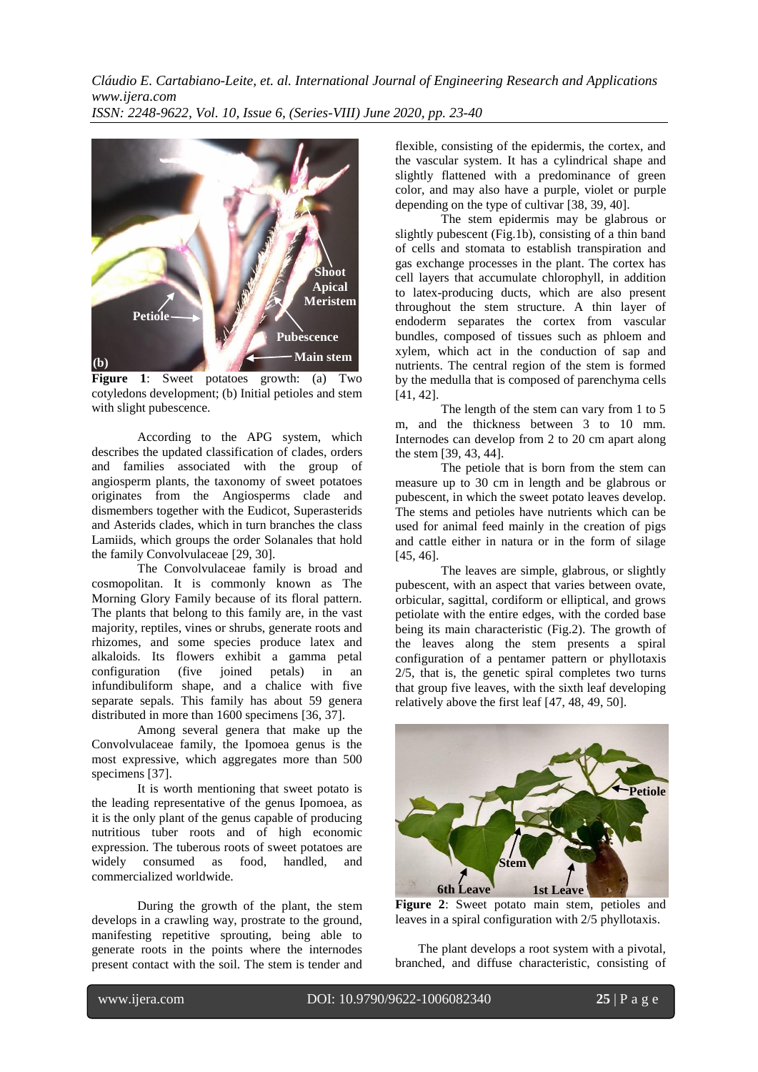Figure 1: Sweet potatoes growth: (a) Two cotyledons development; (b) Initial petioles and stem with slight pubescence.

According to the APG system, which describes the updated classification of clades, orders and families associated with the group of angiosperm plants, the taxonomy of sweet potatoes originates from the Angiosperms clade and dismembers together with the Eudicot, Superasterids and Asterids clades, which in turn branches the class Lamiids, which groups the order Solanales that hold the family Convolvulaceae [29, 30].

The Convolvulaceae family is broad and cosmopolitan. It is commonly known as The Morning Glory Family because of its floral pattern. The plants that belong to this family are, in the vast majority, reptiles, vines or shrubs, generate roots and rhizomes, and some species produce latex and alkaloids. Its flowers exhibit a gamma petal configuration (five joined petals) in an infundibuliform shape, and a chalice with five separate sepals. This family has about 59 genera distributed in more than 1600 specimens [36, 37].

Among several genera that make up the Convolvulaceae family, the Ipomoea genus is the most expressive, which aggregates more than 500 specimens [37].

It is worth mentioning that sweet potato is the leading representative of the genus Ipomoea, as it is the only plant of the genus capable of producing nutritious tuber roots and of high economic expression. The tuberous roots of sweet potatoes are widely consumed as food, handled, and commercialized worldwide.

During the growth of the plant, the stem develops in a crawling way, prostrate to the ground, manifesting repetitive sprouting, being able to generate roots in the points where the internodes present contact with the soil. The stem is tender and flexible, consisting of the epidermis, the cortex, and the vascular system. It has a cylindrical shape and slightly flattened with a predominance of green color, and may also have a purple, violet or purple depending on the type of cultivar [38, 39, 40].

The stem epidermis may be glabrous or slightly pubescent (Fig.1b), consisting of a thin band of cells and stomata to establish transpiration and gas exchange processes in the plant. The cortex has cell layers that accumulate chlorophyll, in addition to latex-producing ducts, which are also present throughout the stem structure. A thin layer of endoderm separates the cortex from vascular bundles, composed of tissues such as phloem and xylem, which act in the conduction of sap and nutrients. The central region of the stem is formed by the medulla that is composed of parenchyma cells [41, 42].

The length of the stem can vary from 1 to 5 m, and the thickness between 3 to 10 mm. Internodes can develop from 2 to 20 cm apart along the stem [39, 43, 44].

The petiole that is born from the stem can measure up to 30 cm in length and be glabrous or pubescent, in which the sweet potato leaves develop. The stems and petioles have nutrients which can be used for animal feed mainly in the creation of pigs and cattle either in natura or in the form of silage [45, 46].

The leaves are simple, glabrous, or slightly pubescent, with an aspect that varies between ovate, orbicular, sagittal, cordiform or elliptical, and grows petiolate with the entire edges, with the corded base being its main characteristic (Fig.2). The growth of the leaves along the stem presents a spiral configuration of a pentamer pattern or phyllotaxis 2/5, that is, the genetic spiral completes two turns that group five leaves, with the sixth leaf developing relatively above the first leaf [47, 48, 49, 50].

Figure 2: Sweet potato main stem, petioles and leaves in a spiral configuration with 2/5 phyllotaxis.

The plant develops a root system with a pivotal, branched, and diffuse characteristic, consisting of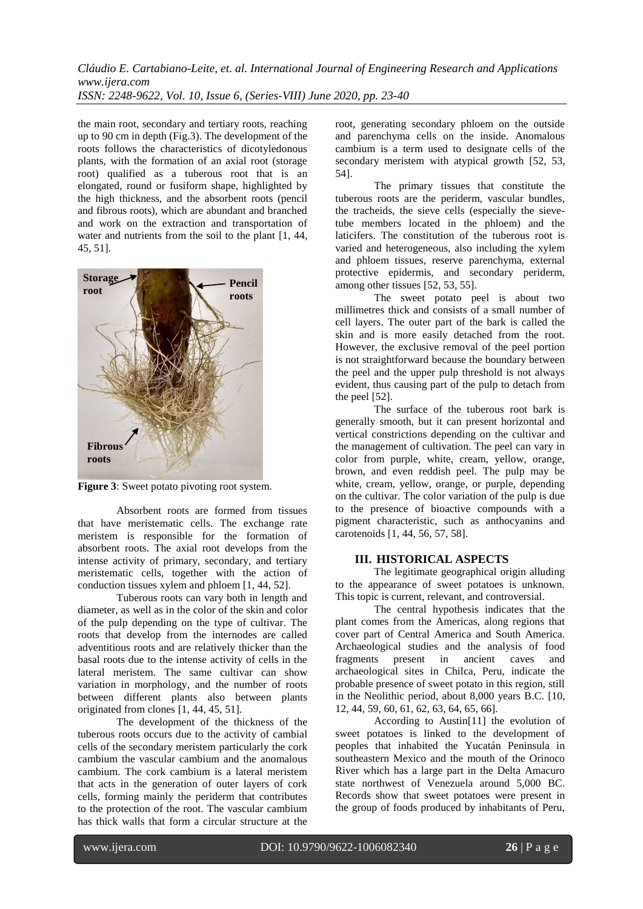the main root, secondary and tertiary roots, reaching up to 90 cm in depth (Fig.3). The development of the roots follows the characteristics of dicotyledonous plants, with the formation of an axial root (storage root) qualified as a tuberous root that is an elongated, round or fusiform shape, highlighted by the high thickness, and the absorbent roots (pencil and fibrous roots), which are abundant and branched and work on the extraction and transportation of water and nutrients from the soil to the plant [1, 44, 45, 51].

**Figure 3**: Sweet potato pivoting root system.

Absorbent roots are formed from tissues that have meristematic cells. The exchange rate meristem is responsible for the formation of absorbent roots. The axial root develops from the intense activity of primary, secondary, and tertiary meristematic cells, together with the action of conduction tissues xylem and phloem [1, 44, 52].

Tuberous roots can vary both in length and diameter, as well as in the color of the skin and color of the pulp depending on the type of cultivar. The roots that develop from the internodes are called adventitious roots and are relatively thicker than the basal roots due to the intense activity of cells in the lateral meristem. The same cultivar can show variation in morphology, and the number of roots between different plants also between plants originated from clones [1, 44, 45, 51].

The development of the thickness of the tuberous roots occurs due to the activity of cambial cells of the secondary meristem particularly the cork cambium the vascular cambium and the anomalous cambium. The cork cambium is a lateral meristem that acts in the generation of outer layers of cork cells, forming mainly the periderm that contributes to the protection of the root. The vascular cambium has thick walls that form a circular structure at the root, generating secondary phloem on the outside and parenchyma cells on the inside. Anomalous cambium is a term used to designate cells of the secondary meristem with atypical growth [52, 53, 54].

The primary tissues that constitute the tuberous roots are the periderm, vascular bundles, the tracheids, the sieve cells (especially the sieve-tube members located in the phloem) and the laticifers. The constitution of the tuberous root is varied and heterogeneous, also including the xylem and phloem tissues, reserve parenchyma, external protective epidermis, and secondary periderm, among other tissues [52, 53, 55].

The sweet potato peel is about two millimetres thick and consists of a small number of cell layers. The outer part of the bark is called the skin and is more easily detached from the root. However, the exclusive removal of the peel portion is not straightforward because the boundary between the peel and the upper pulp threshold is not always evident, thus causing part of the pulp to detach from the peel [52].

The surface of the tuberous root bark is generally smooth, but it can present horizontal and vertical constrictions depending on the cultivar and the management of cultivation. The peel can vary in color from purple, white, cream, yellow, orange, brown, and even reddish peel. The pulp may be white, cream, yellow, orange, or purple, depending on the cultivar. The color variation of the pulp is due to the presence of bioactive compounds with a pigment characteristic, such as anthocyanins and carotenoids [1, 44, 56, 57, 58].

## III. HISTORICAL ASPECTS

The legitimate geographical origin alluding to the appearance of sweet potatoes is unknown. This topic is current, relevant, and controversial.

The central hypothesis indicates that the plant comes from the Americas, along regions that cover part of Central America and South America. Archaeological studies and the analysis of food fragments present in ancient caves and archaeological sites in Chilca, Peru, indicate the probable presence of sweet potato in this region, still in the Neolithic period, about 8,000 years B.C. [10, 12, 44, 59, 60, 61, 62, 63, 64, 65, 66].

According to Austin[11] the evolution of sweet potatoes is linked to the development of peoples that inhabited the Yucatán Peninsula in southeastern Mexico and the mouth of the Orinoco River which has a large part in the Delta Amacuro state northwest of Venezuela around 5,000 BC. Records show that sweet potatoes were present in the group of foods produced by inhabitants of Peru,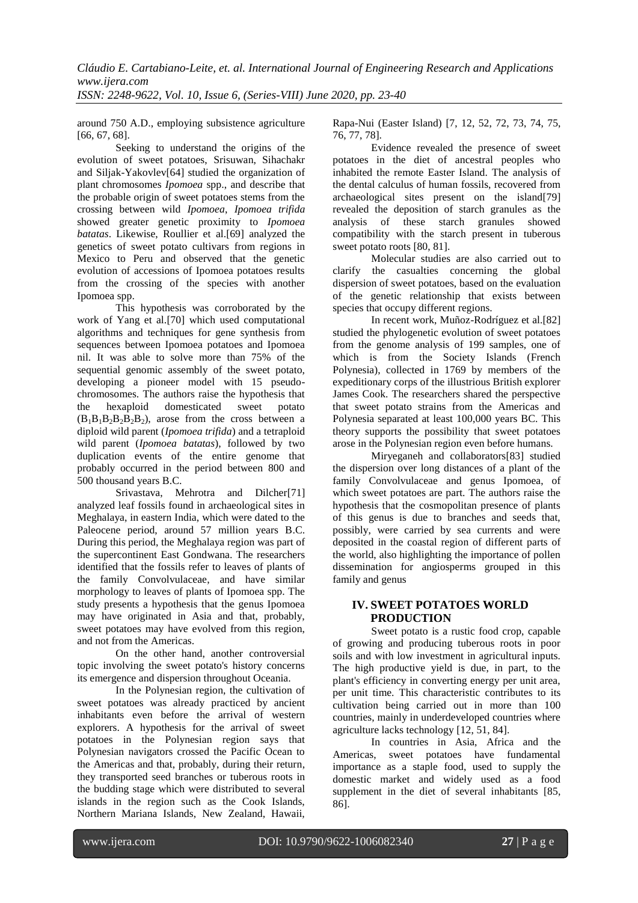around 750 A.D., employing subsistence agriculture [66, 67, 68].

Seeking to understand the origins of the evolution of sweet potatoes, Srisuwan, Sihachakr and Siljak-Yakovlev[64] studied the organization of plant chromosomes *Ipomoea* spp., and describe that the probable origin of sweet potatoes stems from the crossing between wild *Ipomoea*, *Ipomoea trifida* showed greater genetic proximity to *Ipomoea batatas*. Likewise, Roullier et al.[69] analyzed the genetics of sweet potato cultivars from regions in Mexico to Peru and observed that the genetic evolution of accessions of Ipomoea potatoes results from the crossing of the species with another Ipomoea spp.

This hypothesis was corroborated by the work of Yang et al.[70] which used computational algorithms and techniques for gene synthesis from sequences between Ipomoea potatoes and Ipomoea nil. It was able to solve more than 75% of the sequential genomic assembly of the sweet potato, developing a pioneer model with 15 pseudo-chromosomes. The authors raise the hypothesis that the hexaploid domesticated sweet potato ($B_1B_1B_2B_2B_2B_2$), arose from the cross between a diploid wild parent (*Ipomoea trifida*) and a tetraploid wild parent (*Ipomoea batatas*), followed by two duplication events of the entire genome that probably occurred in the period between 800 and 500 thousand years B.C.

Srivastava, Mehrotra and Dilcher[71] analyzed leaf fossils found in archaeological sites in Meghalaya, in eastern India, which were dated to the Paleocene period, around 57 million years B.C. During this period, the Meghalaya region was part of the supercontinent East Gondwana. The researchers identified that the fossils refer to leaves of plants of the family Convolvulaceae, and have similar morphology to leaves of plants of Ipomoea spp. The study presents a hypothesis that the genus Ipomoea may have originated in Asia and that, probably, sweet potatoes may have evolved from this region, and not from the Americas.

On the other hand, another controversial topic involving the sweet potato's history concerns its emergence and dispersion throughout Oceania.

In the Polynesian region, the cultivation of sweet potatoes was already practiced by ancient inhabitants even before the arrival of western explorers. A hypothesis for the arrival of sweet potatoes in the Polynesian region says that Polynesian navigators crossed the Pacific Ocean to the Americas and that, probably, during their return, they transported seed branches or tuberous roots in the budding stage which were distributed to several islands in the region such as the Cook Islands, Northern Mariana Islands, New Zealand, Hawaii, Rapa-Nui (Easter Island) [7, 12, 52, 72, 73, 74, 75, 76, 77, 78].

Evidence revealed the presence of sweet potatoes in the diet of ancestral peoples who inhabited the remote Easter Island. The analysis of the dental calculus of human fossils, recovered from archaeological sites present on the island[79] revealed the deposition of starch granules as the analysis of these starch granules showed compatibility with the starch present in tuberous sweet potato roots [80, 81].

Molecular studies are also carried out to clarify the casualties concerning the global dispersion of sweet potatoes, based on the evaluation of the genetic relationship that exists between species that occupy different regions.

In recent work, Muñoz-Rodríguez et al.[82] studied the phylogenetic evolution of sweet potatoes from the genome analysis of 199 samples, one of which is from the Society Islands (French Polynesia), collected in 1769 by members of the expeditionary corps of the illustrious British explorer James Cook. The researchers shared the perspective that sweet potato strains from the Americas and Polynesia separated at least 100,000 years BC. This theory supports the possibility that sweet potatoes arose in the Polynesian region even before humans.

Miryeganeh and collaborators[83] studied the dispersion over long distances of a plant of the family Convolvulaceae and genus Ipomoea, of which sweet potatoes are part. The authors raise the hypothesis that the cosmopolitan presence of plants of this genus is due to branches and seeds that, possibly, were carried by sea currents and were deposited in the coastal region of different parts of the world, also highlighting the importance of pollen dissemination for angiosperms grouped in this family and genus

## IV. SWEET POTATOES WORLD PRODUCTION

Sweet potato is a rustic food crop, capable of growing and producing tuberous roots in poor soils and with low investment in agricultural inputs. The high productive yield is due, in part, to the plant's efficiency in converting energy per unit area, per unit time. This characteristic contributes to its cultivation being carried out in more than 100 countries, mainly in underdeveloped countries where agriculture lacks technology [12, 51, 84].

In countries in Asia, Africa and the Americas, sweet potatoes have fundamental importance as a staple food, used to supply the domestic market and widely used as a food supplement in the diet of several inhabitants [85, 86].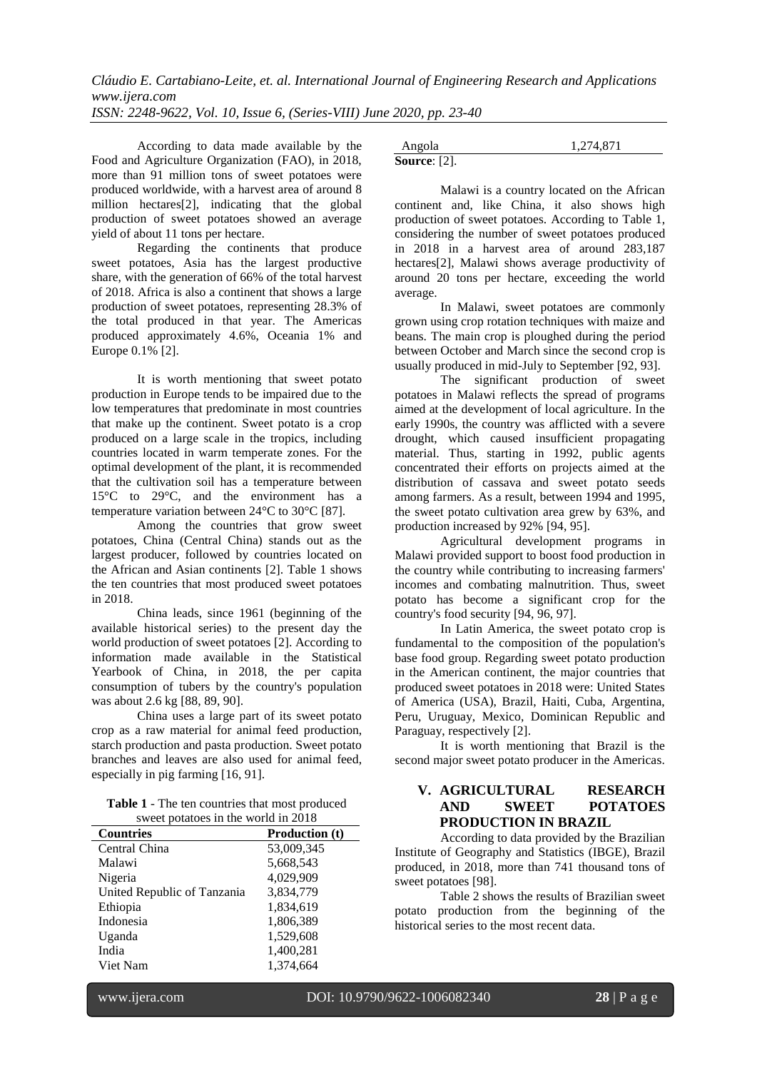According to data made available by the Food and Agriculture Organization (FAO), in 2018, more than 91 million tons of sweet potatoes were produced worldwide, with a harvest area of around 8 million hectares[2], indicating that the global production of sweet potatoes showed an average yield of about 11 tons per hectare.

Regarding the continents that produce sweet potatoes, Asia has the largest productive share, with the generation of 66% of the total harvest of 2018. Africa is also a continent that shows a large production of sweet potatoes, representing 28.3% of the total produced in that year. The Americas produced approximately 4.6%, Oceania 1% and Europe 0.1% [2].

It is worth mentioning that sweet potato production in Europe tends to be impaired due to the low temperatures that predominate in most countries that make up the continent. Sweet potato is a crop produced on a large scale in the tropics, including countries located in warm temperate zones. For the optimal development of the plant, it is recommended that the cultivation soil has a temperature between 15°C to 29°C, and the environment has a temperature variation between 24°C to 30°C [87].

Among the countries that grow sweet potatoes, China (Central China) stands out as the largest producer, followed by countries located on the African and Asian continents [2]. Table 1 shows the ten countries that most produced sweet potatoes in 2018.

China leads, since 1961 (beginning of the available historical series) to the present day the world production of sweet potatoes [2]. According to information made available in the Statistical Yearbook of China, in 2018, the per capita consumption of tubers by the country's population was about 2.6 kg [88, 89, 90].

China uses a large part of its sweet potato crop as a raw material for animal feed production, starch production and pasta production. Sweet potato branches and leaves are also used for animal feed, especially in pig farming [16, 91].

**Table 1** - The ten countries that most produced sweet potatoes in the world in 2018

| Countries | Production (t) |
|---|---|
| Central China | 53,009,345 |
| Malawi | 5,668,543 |
| Nigeria | 4,029,909 |
| United Republic of Tanzania | 3,834,779 |
| Ethiopia | 1,834,619 |
| Indonesia | 1,806,389 |
| Uganda | 1,529,608 |
| India | 1,400,281 |
| Viet Nam | 1,374,664 |
| Angola | 1,274,871 |

**Source**: [2].

Malawi is a country located on the African continent and, like China, it also shows high production of sweet potatoes. According to Table 1, considering the number of sweet potatoes produced in 2018 in a harvest area of around 283,187 hectares[2], Malawi shows average productivity of around 20 tons per hectare, exceeding the world average.

In Malawi, sweet potatoes are commonly grown using crop rotation techniques with maize and beans. The main crop is ploughed during the period between October and March since the second crop is usually produced in mid-July to September [92, 93].

The significant production of sweet potatoes in Malawi reflects the spread of programs aimed at the development of local agriculture. In the early 1990s, the country was afflicted with a severe drought, which caused insufficient propagating material. Thus, starting in 1992, public agents concentrated their efforts on projects aimed at the distribution of cassava and sweet potato seeds among farmers. As a result, between 1994 and 1995, the sweet potato cultivation area grew by 63%, and production increased by 92% [94, 95].

Agricultural development programs in Malawi provided support to boost food production in the country while contributing to increasing farmers' incomes and combating malnutrition. Thus, sweet potato has become a significant crop for the country's food security [94, 96, 97].

In Latin America, the sweet potato crop is fundamental to the composition of the population's base food group. Regarding sweet potato production in the American continent, the major countries that produced sweet potatoes in 2018 were: United States of America (USA), Brazil, Haiti, Cuba, Argentina, Peru, Uruguay, Mexico, Dominican Republic and Paraguay, respectively [2].

It is worth mentioning that Brazil is the second major sweet potato producer in the Americas.

## V. AGRICULTURAL RESEARCH AND SWEET POTATOES PRODUCTION IN BRAZIL

According to data provided by the Brazilian Institute of Geography and Statistics (IBGE), Brazil produced, in 2018, more than 741 thousand tons of sweet potatoes [98].

Table 2 shows the results of Brazilian sweet potato production from the beginning of the historical series to the most recent data.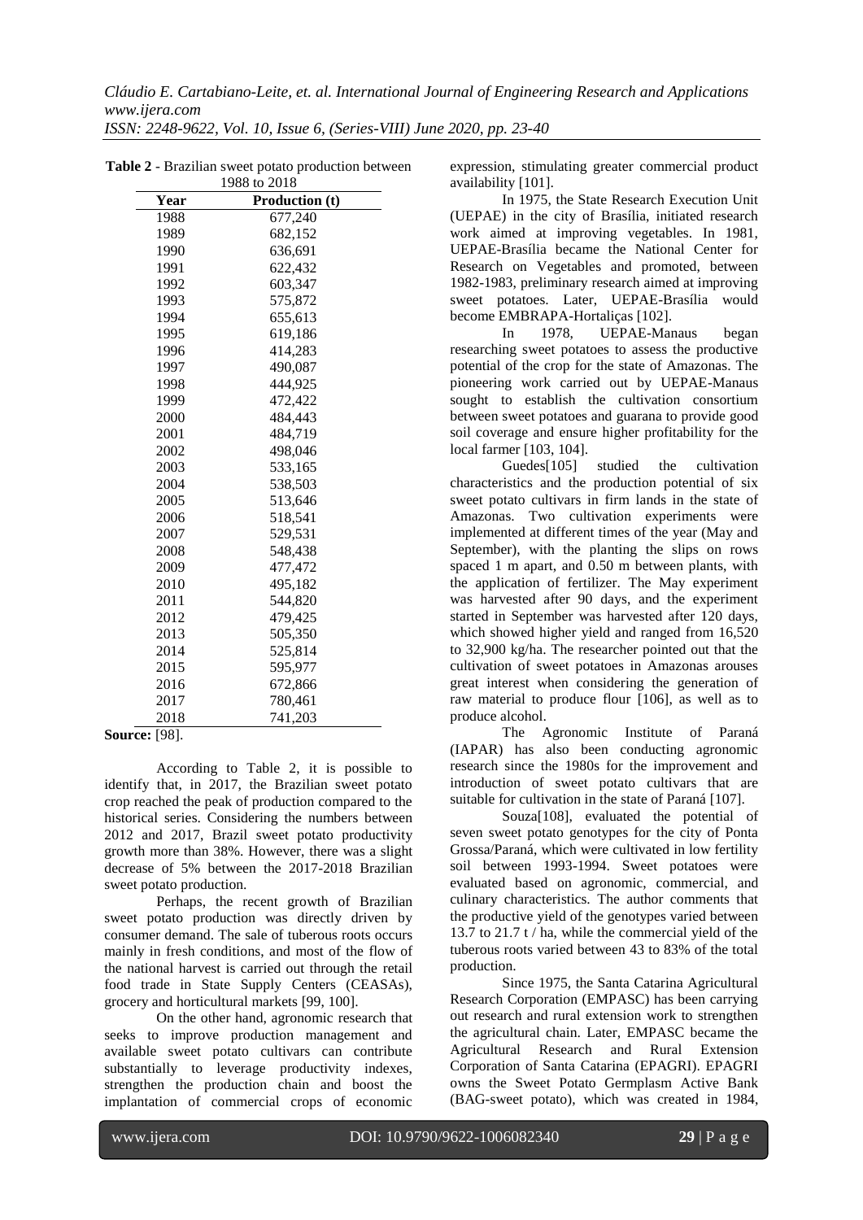**Table 2** - Brazilian sweet potato production between 1988 to 2018

| Year | Production (t) |
|---|---|
| 1988 | 677,240 |
| 1989 | 682,152 |
| 1990 | 636,691 |
| 1991 | 622,432 |
| 1992 | 603,347 |
| 1993 | 575,872 |
| 1994 | 655,613 |
| 1995 | 619,186 |
| 1996 | 414,283 |
| 1997 | 490,087 |
| 1998 | 444,925 |
| 1999 | 472,422 |
| 2000 | 484,443 |
| 2001 | 484,719 |
| 2002 | 498,046 |
| 2003 | 533,165 |
| 2004 | 538,503 |
| 2005 | 513,646 |
| 2006 | 518,541 |
| 2007 | 529,531 |
| 2008 | 548,438 |
| 2009 | 477,472 |
| 2010 | 495,182 |
| 2011 | 544,820 |
| 2012 | 479,425 |
| 2013 | 505,350 |
| 2014 | 525,814 |
| 2015 | 595,977 |
| 2016 | 672,866 |
| 2017 | 780,461 |
| 2018 | 741,203 |

**Source:** [98].

According to Table 2, it is possible to identify that, in 2017, the Brazilian sweet potato crop reached the peak of production compared to the historical series. Considering the numbers between 2012 and 2017, Brazil sweet potato productivity growth more than 38%. However, there was a slight decrease of 5% between the 2017-2018 Brazilian sweet potato production.

Perhaps, the recent growth of Brazilian sweet potato production was directly driven by consumer demand. The sale of tuberous roots occurs mainly in fresh conditions, and most of the flow of the national harvest is carried out through the retail food trade in State Supply Centers (CEASAs), grocery and horticultural markets [99, 100].

On the other hand, agronomic research that seeks to improve production management and available sweet potato cultivars can contribute substantially to leverage productivity indexes, strengthen the production chain and boost the implantation of commercial crops of economic expression, stimulating greater commercial product availability [101].

In 1975, the State Research Execution Unit (UEPAE) in the city of Brasília, initiated research work aimed at improving vegetables. In 1981, UEPAE-Brasília became the National Center for Research on Vegetables and promoted, between 1982-1983, preliminary research aimed at improving sweet potatoes. Later, UEPAE-Brasília would become EMBRAPA-Hortaliças [102].

In 1978, UEPAE-Manaus began researching sweet potatoes to assess the productive potential of the crop for the state of Amazonas. The pioneering work carried out by UEPAE-Manaus sought to establish the cultivation consortium between sweet potatoes and guarana to provide good soil coverage and ensure higher profitability for the local farmer [103, 104].

Guedes[105] studied the cultivation characteristics and the production potential of six sweet potato cultivars in firm lands in the state of Amazonas. Two cultivation experiments were implemented at different times of the year (May and September), with the planting the slips on rows spaced 1 m apart, and 0.50 m between plants, with the application of fertilizer. The May experiment was harvested after 90 days, and the experiment started in September was harvested after 120 days, which showed higher yield and ranged from 16,520 to 32,900 kg/ha. The researcher pointed out that the cultivation of sweet potatoes in Amazonas arouses great interest when considering the generation of raw material to produce flour [106], as well as to produce alcohol.

The Agronomic Institute of Paraná (IAPAR) has also been conducting agronomic research since the 1980s for the improvement and introduction of sweet potato cultivars that are suitable for cultivation in the state of Paraná [107].

Souza[108], evaluated the potential of seven sweet potato genotypes for the city of Ponta Grossa/Paraná, which were cultivated in low fertility soil between 1993-1994. Sweet potatoes were evaluated based on agronomic, commercial, and culinary characteristics. The author comments that the productive yield of the genotypes varied between 13.7 to 21.7 t / ha, while the commercial yield of the tuberous roots varied between 43 to 83% of the total production.

Since 1975, the Santa Catarina Agricultural Research Corporation (EMPASC) has been carrying out research and rural extension work to strengthen the agricultural chain. Later, EMPASC became the Agricultural Research and Rural Extension Corporation of Santa Catarina (EPAGRI). EPAGRI owns the Sweet Potato Germplasm Active Bank (BAG-sweet potato), which was created in 1984,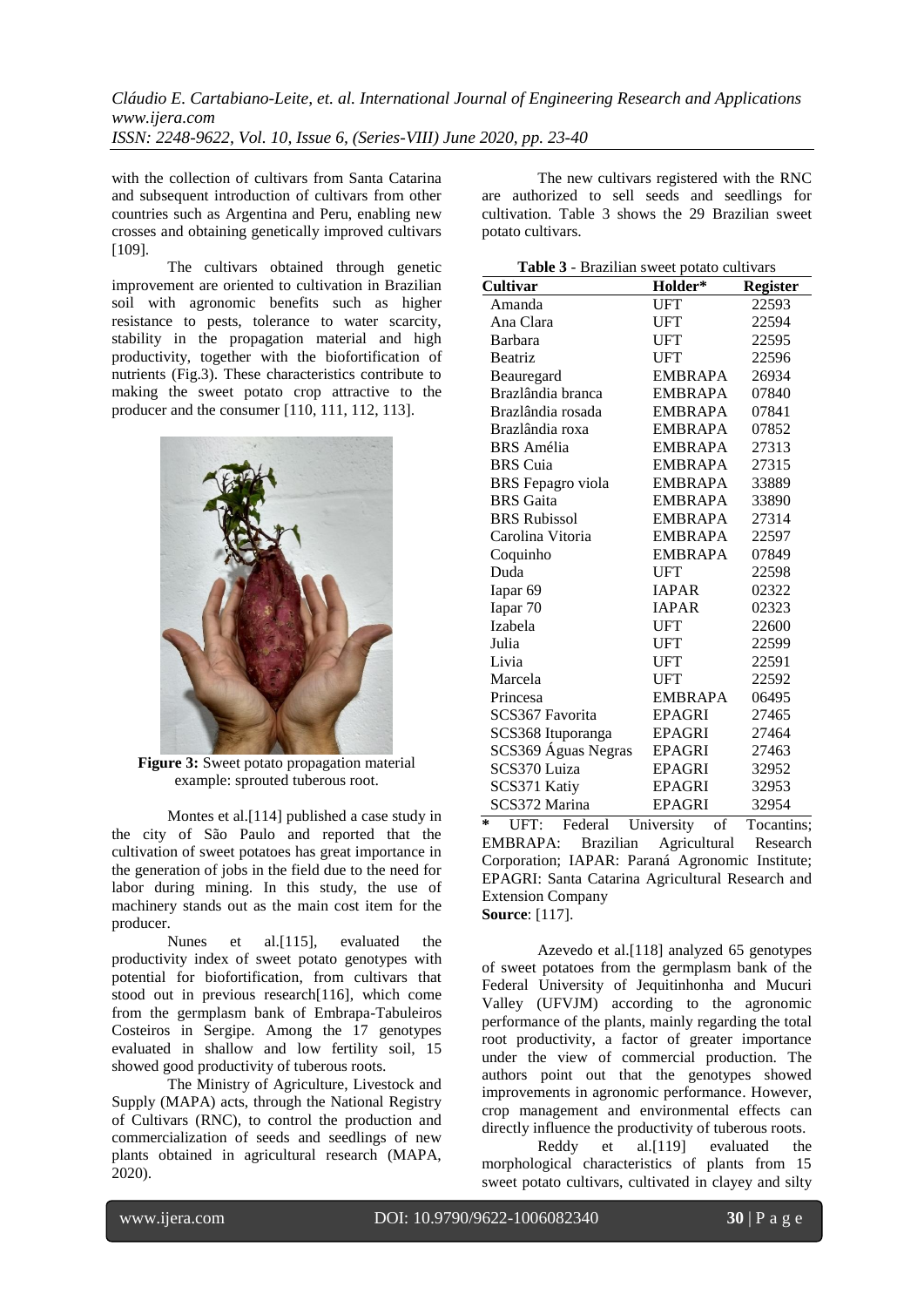with the collection of cultivars from Santa Catarina and subsequent introduction of cultivars from other countries such as Argentina and Peru, enabling new crosses and obtaining genetically improved cultivars [109].

The cultivars obtained through genetic improvement are oriented to cultivation in Brazilian soil with agronomic benefits such as higher resistance to pests, tolerance to water scarcity, stability in the propagation material and high productivity, together with the biofortification of nutrients (Fig.3). These characteristics contribute to making the sweet potato crop attractive to the producer and the consumer [110, 111, 112, 113].

**Figure 3:** Sweet potato propagation material example: sprouted tuberous root.

Montes et al.[114] published a case study in the city of São Paulo and reported that the cultivation of sweet potatoes has great importance in the generation of jobs in the field due to the need for labor during mining. In this study, the use of machinery stands out as the main cost item for the producer.

Nunes et al.[115], evaluated the productivity index of sweet potato genotypes with potential for biofortification, from cultivars that stood out in previous research[116], which come from the germplasm bank of Embrapa-Tabuleiros Costeiros in Sergipe. Among the 17 genotypes evaluated in shallow and low fertility soil, 15 showed good productivity of tuberous roots.

The Ministry of Agriculture, Livestock and Supply (MAPA) acts, through the National Registry of Cultivars (RNC), to control the production and commercialization of seeds and seedlings of new plants obtained in agricultural research (MAPA, 2020).

The new cultivars registered with the RNC are authorized to sell seeds and seedlings for cultivation. Table 3 shows the 29 Brazilian sweet potato cultivars.

**Table 3** - Brazilian sweet potato cultivars

| Cultivar | Holder* | Register |
|---|---|---|
| Amanda | UFT | 22593 |
| Ana Clara | UFT | 22594 |
| Barbara | UFT | 22595 |
| Beatriz | UFT | 22596 |
| Beauregard | EMBRAPA | 26934 |
| Brazlândia branca | EMBRAPA | 07840 |
| Brazlândia rosada | EMBRAPA | 07841 |
| Brazlândia roxa | EMBRAPA | 07852 |
| BRS Amélia | EMBRAPA | 27313 |
| BRS Cuia | EMBRAPA | 27315 |
| BRS Fepagro viola | EMBRAPA | 33889 |
| BRS Gaita | EMBRAPA | 33890 |
| BRS Rubissol | EMBRAPA | 27314 |
| Carolina Vitoria | EMBRAPA | 22597 |
| Coquinho | EMBRAPA | 07849 |
| Duda | UFT | 22598 |
| Iapar 69 | IAPAR | 02322 |
| Iapar 70 | IAPAR | 02323 |
| Izabela | UFT | 22600 |
| Julia | UFT | 22599 |
| Livia | UFT | 22591 |
| Marcela | UFT | 22592 |
| Princesa | EMBRAPA | 06495 |
| SCS367 Favorita | EPAGRI | 27465 |
| SCS368 Ituporanga | EPAGRI | 27464 |
| SCS369 Águas Negras | EPAGRI | 27463 |
| SCS370 Luiza | EPAGRI | 32952 |
| SCS371 Katiy | EPAGRI | 32953 |
| SCS372 Marina | EPAGRI | 32954 |

* UFT: Federal University of Tocantins; EMBRAPA: Brazilian Agricultural Research Corporation; IAPAR: Paraná Agronomic Institute; EPAGRI: Santa Catarina Agricultural Research and Extension Company

**Source**: [117].

Azevedo et al.[118] analyzed 65 genotypes of sweet potatoes from the germplasm bank of the Federal University of Jequitinhonha and Mucuri Valley (UFVJM) according to the agronomic performance of the plants, mainly regarding the total root productivity, a factor of greater importance under the view of commercial production. The authors point out that the genotypes showed improvements in agronomic performance. However, crop management and environmental effects can directly influence the productivity of tuberous roots.

Reddy et al.[119] evaluated the morphological characteristics of plants from 15 sweet potato cultivars, cultivated in clayey and silty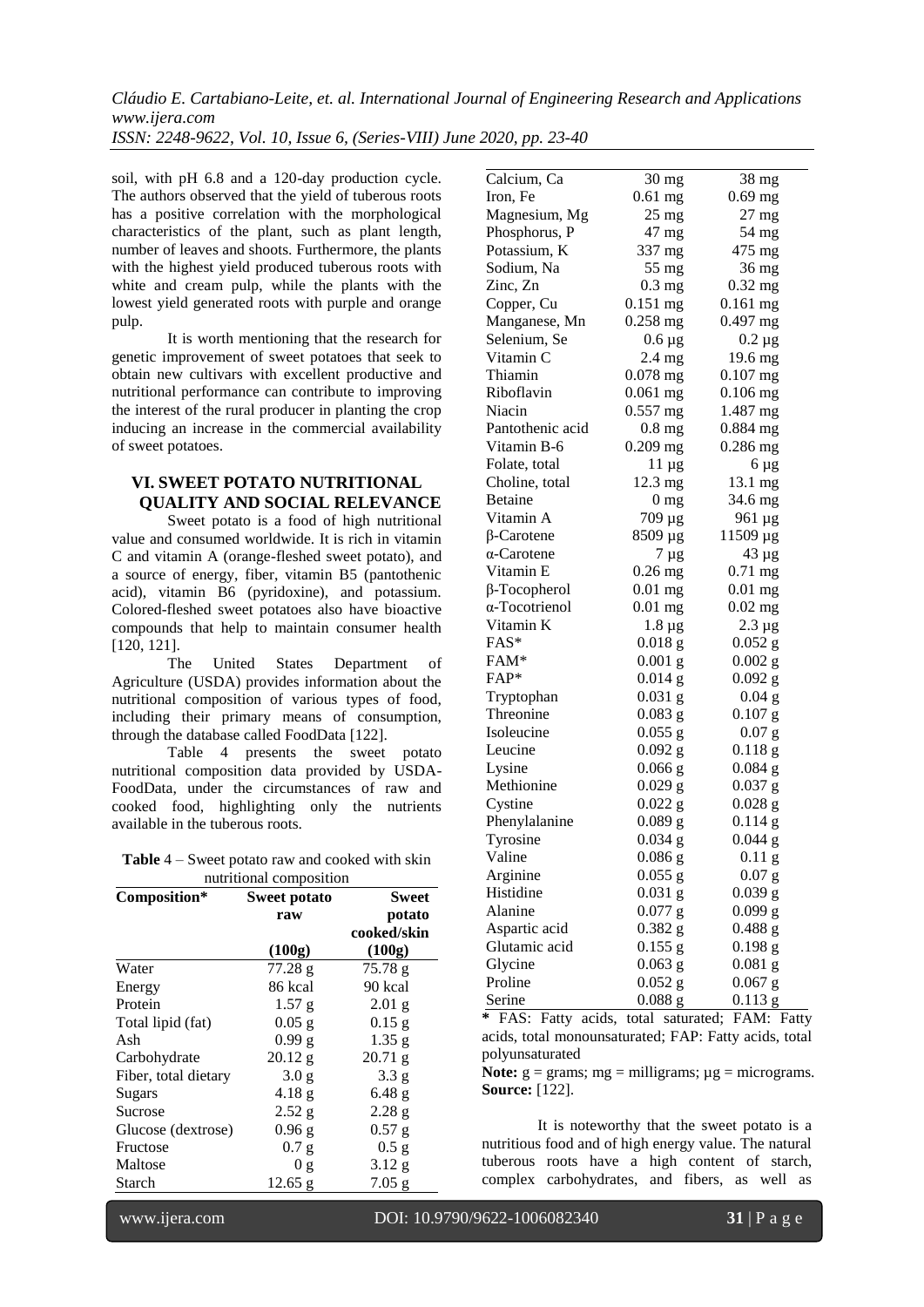soil, with pH 6.8 and a 120-day production cycle. The authors observed that the yield of tuberous roots has a positive correlation with the morphological characteristics of the plant, such as plant length, number of leaves and shoots. Furthermore, the plants with the highest yield produced tuberous roots with white and cream pulp, while the plants with the lowest yield generated roots with purple and orange pulp.

It is worth mentioning that the research for genetic improvement of sweet potatoes that seek to obtain new cultivars with excellent productive and nutritional performance can contribute to improving the interest of the rural producer in planting the crop inducing an increase in the commercial availability of sweet potatoes.

## VI. SWEET POTATO NUTRITIONAL QUALITY AND SOCIAL RELEVANCE

Sweet potato is a food of high nutritional value and consumed worldwide. It is rich in vitamin C and vitamin A (orange-fleshed sweet potato), and a source of energy, fiber, vitamin B5 (pantothenic acid), vitamin B6 (pyridoxine), and potassium. Colored-fleshed sweet potatoes also have bioactive compounds that help to maintain consumer health [120, 121].

The United States Department of Agriculture (USDA) provides information about the nutritional composition of various types of food, including their primary means of consumption, through the database called FoodData [122].

Table 4 presents the sweet potato nutritional composition data provided by USDA-FoodData, under the circumstances of raw and cooked food, highlighting only the nutrients available in the tuberous roots.

**Table** 4 – Sweet potato raw and cooked with skin nutritional composition

| Composition* | Sweet potato raw (100g) | Sweet potato cooked/skin (100g) |
|---|---|---|
| Water | 77.28 g | 75.78 g |
| Energy | 86 kcal | 90 kcal |
| Protein | 1.57 g | 2.01 g |
| Total lipid (fat) | 0.05 g | 0.15 g |
| Ash | 0.99 g | 1.35 g |
| Carbohydrate | 20.12 g | 20.71 g |
| Fiber, total dietary | 3.0 g | 3.3 g |
| Sugars | 4.18 g | 6.48 g |
| Sucrose | 2.52 g | 2.28 g |
| Glucose (dextrose) | 0.96 g | 0.57 g |
| Fructose | 0.7 g | 0.5 g |
| Maltose | 0 g | 3.12 g |
| Starch | 12.65 g | 7.05 g |
| Calcium, Ca | 30 mg | 38 mg |
| Iron, Fe | 0.61 mg | 0.69 mg |
| Magnesium, Mg | 25 mg | 27 mg |
| Phosphorus, P | 47 mg | 54 mg |
| Potassium, K | 337 mg | 475 mg |
| Sodium, Na | 55 mg | 36 mg |
| Zinc, Zn | 0.3 mg | 0.32 mg |
| Copper, Cu | 0.151 mg | 0.161 mg |
| Manganese, Mn | 0.258 mg | 0.497 mg |
| Selenium, Se | 0.6 µg | 0.2 µg |
| Vitamin C | 2.4 mg | 19.6 mg |
| Thiamin | 0.078 mg | 0.107 mg |
| Riboflavin | 0.061 mg | 0.106 mg |
| Niacin | 0.557 mg | 1.487 mg |
| Pantothenic acid | 0.8 mg | 0.884 mg |
| Vitamin B-6 | 0.209 mg | 0.286 mg |
| Folate, total | 11 µg | 6 µg |
| Choline, total | 12.3 mg | 13.1 mg |
| Betaine | 0 mg | 34.6 mg |
| Vitamin A | 709 µg | 961 µg |
| β-Carotene | 8509 µg | 11509 µg |
| α-Carotene | 7 µg | 43 µg |
| Vitamin E | 0.26 mg | 0.71 mg |
| β-Tocopherol | 0.01 mg | 0.01 mg |
| α-Tocotrienol | 0.01 mg | 0.02 mg |
| Vitamin K | 1.8 µg | 2.3 µg |
| FAS* | 0.018 g | 0.052 g |
| FAM* | 0.001 g | 0.002 g |
| FAP* | 0.014 g | 0.092 g |
| Tryptophan | 0.031 g | 0.04 g |
| Threonine | 0.083 g | 0.107 g |
| Isoleucine | 0.055 g | 0.07 g |
| Leucine | 0.092 g | 0.118 g |
| Lysine | 0.066 g | 0.084 g |
| Methionine | 0.029 g | 0.037 g |
| Cystine | 0.022 g | 0.028 g |
| Phenylalanine | 0.089 g | 0.114 g |
| Tyrosine | 0.034 g | 0.044 g |
| Valine | 0.086 g | 0.11 g |
| Arginine | 0.055 g | 0.07 g |
| Histidine | 0.031 g | 0.039 g |
| Alanine | 0.077 g | 0.099 g |
| Aspartic acid | 0.382 g | 0.488 g |
| Glutamic acid | 0.155 g | 0.198 g |
| Glycine | 0.063 g | 0.081 g |
| Proline | 0.052 g | 0.067 g |
| Serine | 0.088 g | 0.113 g |

**\*** FAS: Fatty acids, total saturated; FAM: Fatty acids, total monounsaturated; FAP: Fatty acids, total polyunsaturated

**Note:** g = grams; mg = milligrams; µg = micrograms.
**Source:** [122].

It is noteworthy that the sweet potato is a nutritious food and of high energy value. The natural tuberous roots have a high content of starch, complex carbohydrates, and fibers, as well as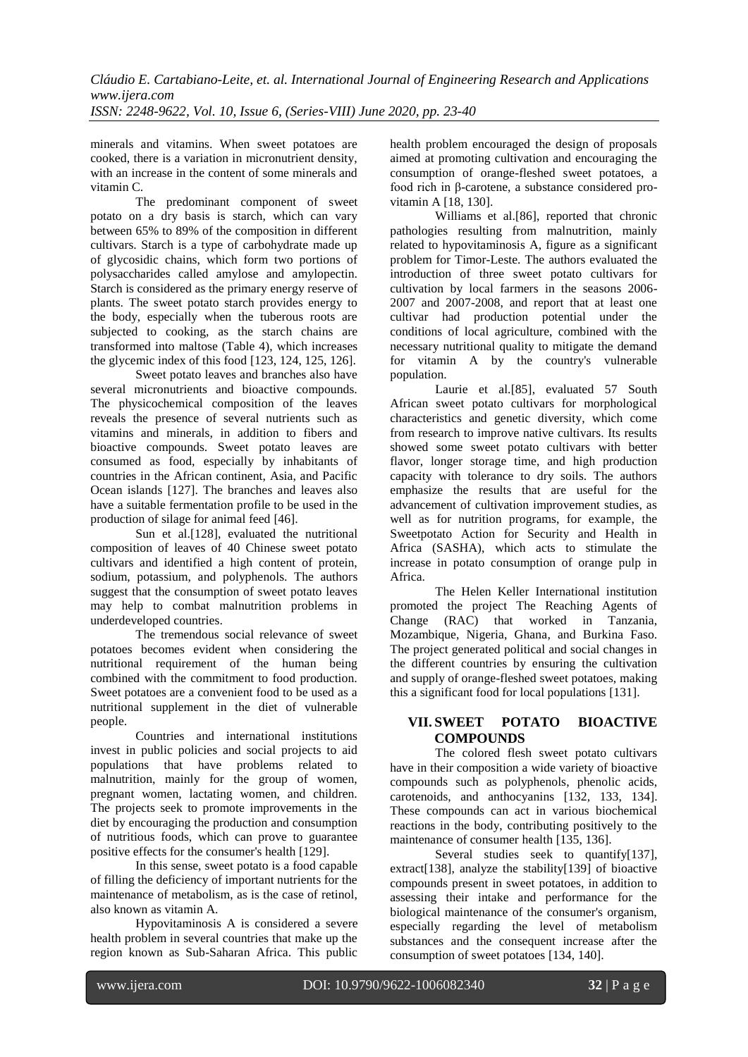minerals and vitamins. When sweet potatoes are cooked, there is a variation in micronutrient density, with an increase in the content of some minerals and vitamin C.

The predominant component of sweet potato on a dry basis is starch, which can vary between 65% to 89% of the composition in different cultivars. Starch is a type of carbohydrate made up of glycosidic chains, which form two portions of polysaccharides called amylose and amylopectin. Starch is considered as the primary energy reserve of plants. The sweet potato starch provides energy to the body, especially when the tuberous roots are subjected to cooking, as the starch chains are transformed into maltose (Table 4), which increases the glycemic index of this food [123, 124, 125, 126].

Sweet potato leaves and branches also have several micronutrients and bioactive compounds. The physicochemical composition of the leaves reveals the presence of several nutrients such as vitamins and minerals, in addition to fibers and bioactive compounds. Sweet potato leaves are consumed as food, especially by inhabitants of countries in the African continent, Asia, and Pacific Ocean islands [127]. The branches and leaves also have a suitable fermentation profile to be used in the production of silage for animal feed [46].

Sun et al.[128], evaluated the nutritional composition of leaves of 40 Chinese sweet potato cultivars and identified a high content of protein, sodium, potassium, and polyphenols. The authors suggest that the consumption of sweet potato leaves may help to combat malnutrition problems in underdeveloped countries.

The tremendous social relevance of sweet potatoes becomes evident when considering the nutritional requirement of the human being combined with the commitment to food production. Sweet potatoes are a convenient food to be used as a nutritional supplement in the diet of vulnerable people.

Countries and international institutions invest in public policies and social projects to aid populations that have problems related to malnutrition, mainly for the group of women, pregnant women, lactating women, and children. The projects seek to promote improvements in the diet by encouraging the production and consumption of nutritious foods, which can prove to guarantee positive effects for the consumer's health [129].

In this sense, sweet potato is a food capable of filling the deficiency of important nutrients for the maintenance of metabolism, as is the case of retinol, also known as vitamin A.

Hypovitaminosis A is considered a severe health problem in several countries that make up the region known as Sub-Saharan Africa. This public health problem encouraged the design of proposals aimed at promoting cultivation and encouraging the consumption of orange-fleshed sweet potatoes, a food rich in β-carotene, a substance considered pro-vitamin A [18, 130].

Williams et al.[86], reported that chronic pathologies resulting from malnutrition, mainly related to hypovitaminosis A, figure as a significant problem for Timor-Leste. The authors evaluated the introduction of three sweet potato cultivars for cultivation by local farmers in the seasons 2006-2007 and 2007-2008, and report that at least one cultivar had production potential under the conditions of local agriculture, combined with the necessary nutritional quality to mitigate the demand for vitamin A by the country's vulnerable population.

Laurie et al.[85], evaluated 57 South African sweet potato cultivars for morphological characteristics and genetic diversity, which come from research to improve native cultivars. Its results showed some sweet potato cultivars with better flavor, longer storage time, and high production capacity with tolerance to dry soils. The authors emphasize the results that are useful for the advancement of cultivation improvement studies, as well as for nutrition programs, for example, the Sweetpotato Action for Security and Health in Africa (SASHA), which acts to stimulate the increase in potato consumption of orange pulp in Africa.

The Helen Keller International institution promoted the project The Reaching Agents of Change (RAC) that worked in Tanzania, Mozambique, Nigeria, Ghana, and Burkina Faso. The project generated political and social changes in the different countries by ensuring the cultivation and supply of orange-fleshed sweet potatoes, making this a significant food for local populations [131].

## VII. SWEET POTATO BIOACTIVE COMPOUNDS

The colored flesh sweet potato cultivars have in their composition a wide variety of bioactive compounds such as polyphenols, phenolic acids, carotenoids, and anthocyanins [132, 133, 134]. These compounds can act in various biochemical reactions in the body, contributing positively to the maintenance of consumer health [135, 136].

Several studies seek to quantify[137], extract[138], analyze the stability[139] of bioactive compounds present in sweet potatoes, in addition to assessing their intake and performance for the biological maintenance of the consumer's organism, especially regarding the level of metabolism substances and the consequent increase after the consumption of sweet potatoes [134, 140].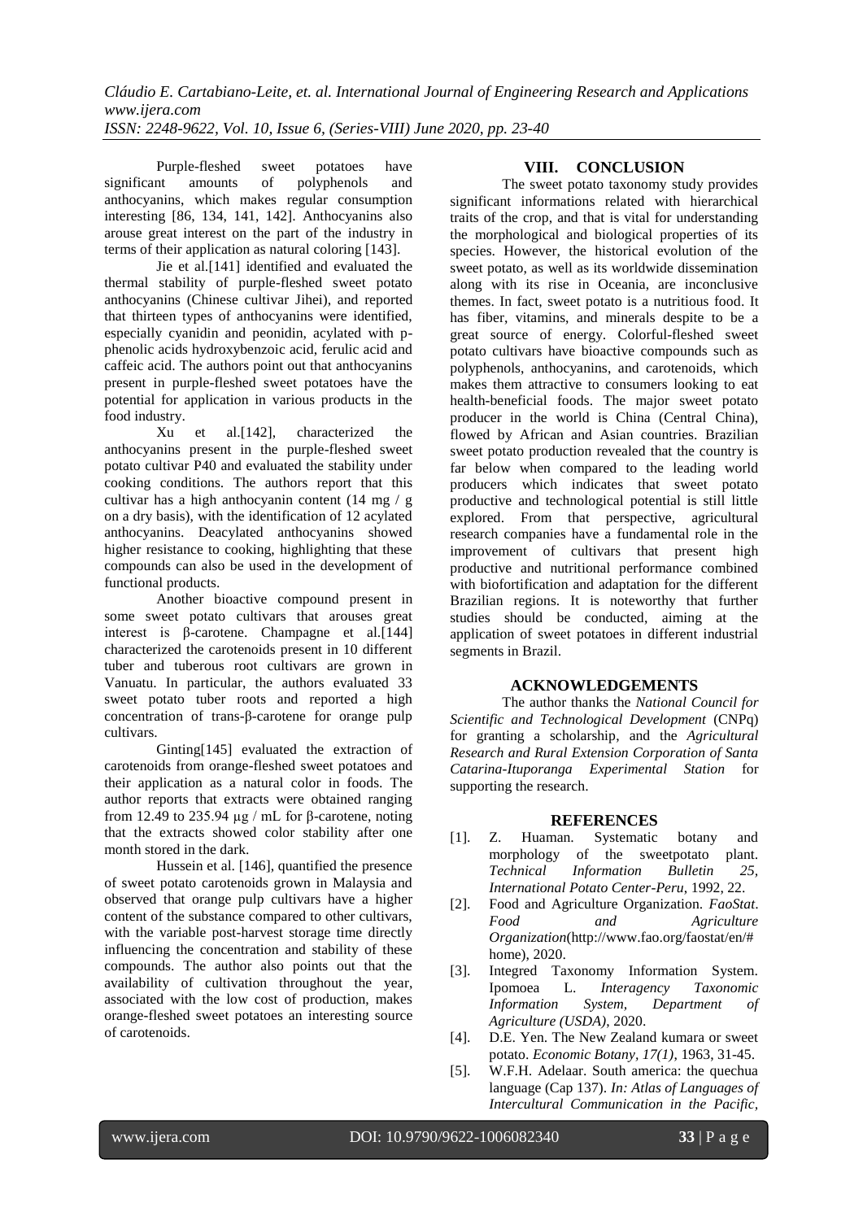Purple-fleshed sweet potatoes have significant amounts of polyphenols and anthocyanins, which makes regular consumption interesting [86, 134, 141, 142]. Anthocyanins also arouse great interest on the part of the industry in terms of their application as natural coloring [143].

Jie et al.[141] identified and evaluated the thermal stability of purple-fleshed sweet potato anthocyanins (Chinese cultivar Jihei), and reported that thirteen types of anthocyanins were identified, especially cyanidin and peonidin, acylated with p-phenolic acids hydroxybenzoic acid, ferulic acid and caffeic acid. The authors point out that anthocyanins present in purple-fleshed sweet potatoes have the potential for application in various products in the food industry.

Xu et al.[142], characterized the anthocyanins present in the purple-fleshed sweet potato cultivar P40 and evaluated the stability under cooking conditions. The authors report that this cultivar has a high anthocyanin content (14 mg / g on a dry basis), with the identification of 12 acylated anthocyanins. Deacylated anthocyanins showed higher resistance to cooking, highlighting that these compounds can also be used in the development of functional products.

Another bioactive compound present in some sweet potato cultivars that arouses great interest is β-carotene. Champagne et al.[144] characterized the carotenoids present in 10 different tuber and tuberous root cultivars are grown in Vanuatu. In particular, the authors evaluated 33 sweet potato tuber roots and reported a high concentration of trans-β-carotene for orange pulp cultivars.

Ginting[145] evaluated the extraction of carotenoids from orange-fleshed sweet potatoes and their application as a natural color in foods. The author reports that extracts were obtained ranging from 12.49 to 235.94 µg / mL for β-carotene, noting that the extracts showed color stability after one month stored in the dark.

Hussein et al. [146], quantified the presence of sweet potato carotenoids grown in Malaysia and observed that orange pulp cultivars have a higher content of the substance compared to other cultivars, with the variable post-harvest storage time directly influencing the concentration and stability of these compounds. The author also points out that the availability of cultivation throughout the year, associated with the low cost of production, makes orange-fleshed sweet potatoes an interesting source of carotenoids.

## VIII. CONCLUSION

The sweet potato taxonomy study provides significant informations related with hierarchical traits of the crop, and that is vital for understanding the morphological and biological properties of its species. However, the historical evolution of the sweet potato, as well as its worldwide dissemination along with its rise in Oceania, are inconclusive themes. In fact, sweet potato is a nutritious food. It has fiber, vitamins, and minerals despite to be a great source of energy. Colorful-fleshed sweet potato cultivars have bioactive compounds such as polyphenols, anthocyanins, and carotenoids, which makes them attractive to consumers looking to eat health-beneficial foods. The major sweet potato producer in the world is China (Central China), flowed by African and Asian countries. Brazilian sweet potato production revealed that the country is far below when compared to the leading world producers which indicates that sweet potato productive and technological potential is still little explored. From that perspective, agricultural research companies have a fundamental role in the improvement of cultivars that present high productive and nutritional performance combined with biofortification and adaptation for the different Brazilian regions. It is noteworthy that further studies should be conducted, aiming at the application of sweet potatoes in different industrial segments in Brazil.

## ACKNOWLEDGEMENTS

The author thanks the *National Council for Scientific and Technological Development* (CNPq) for granting a scholarship, and the *Agricultural Research and Rural Extension Corporation of Santa Catarina-Ituporanga Experimental Station* for supporting the research.

## REFERENCES

[1]. Z. Huaman. Systematic botany and morphology of the sweetpotato plant. *Technical Information Bulletin 25, International Potato Center-Peru*, 1992, 22.

[2]. Food and Agriculture Organization. *FaoStat. Food and Agriculture Organization*(http://www.fao.org/faostat/en/#home), 2020.

[3]. Integred Taxonomy Information System. Ipomoea L. *Interagency Taxonomic Information System, Department of Agriculture (USDA)*, 2020.

[4]. D.E. Yen. The New Zealand kumara or sweet potato. *Economic Botany, 17(1)*, 1963, 31-45.

[5]. W.F.H. Adelaar. South america: the quechua language (Cap 137). *In: Atlas of Languages of Intercultural Communication in the Pacific,*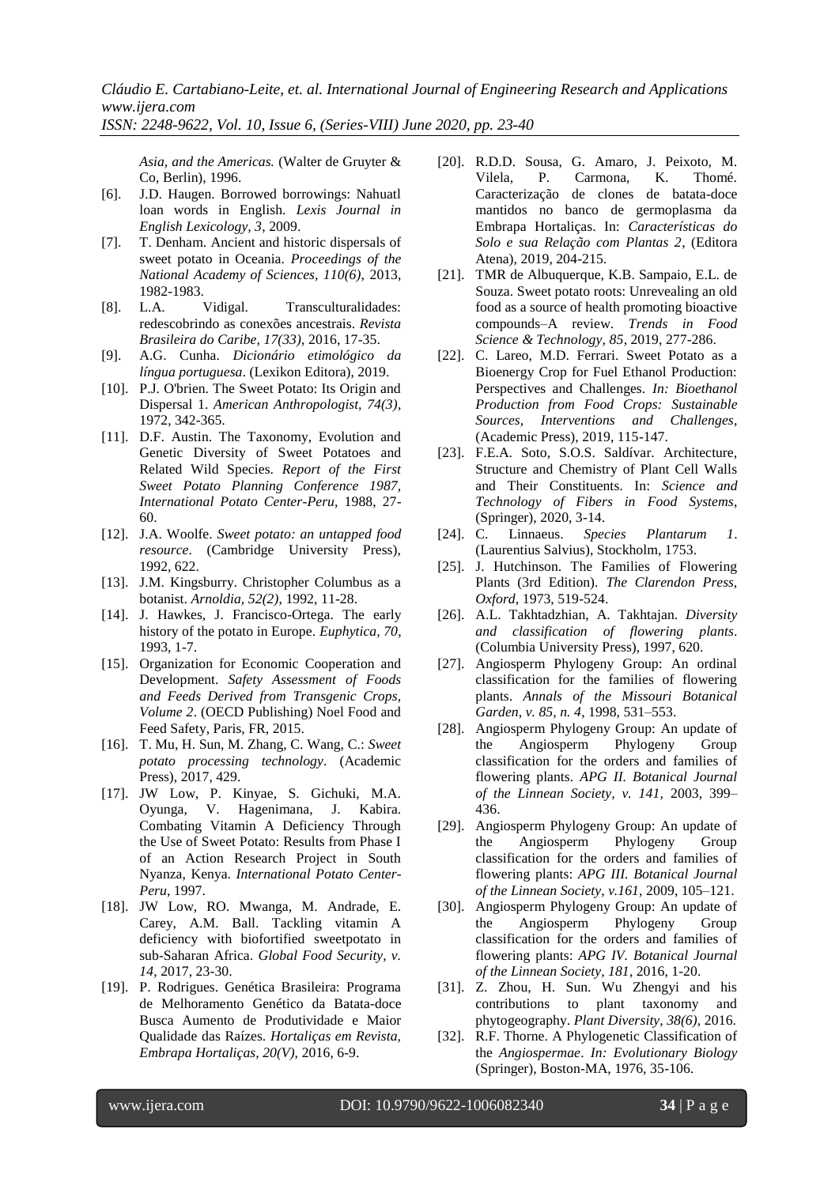*Asia, and the Americas.* (Walter de Gruyter & Co, Berlin), 1996.

[6]. J.D. Haugen. Borrowed borrowings: Nahuatl loan words in English. *Lexis Journal in English Lexicology, 3*, 2009.

[7]. T. Denham. Ancient and historic dispersals of sweet potato in Oceania. *Proceedings of the National Academy of Sciences, 110(6)*, 2013, 1982-1983.

[8]. L.A. Vidigal. Transculturalidades: redescobrindo as conexões ancestrais. *Revista Brasileira do Caribe, 17(33)*, 2016, 17-35.

[9]. A.G. Cunha. *Dicionário etimológico da língua portuguesa*. (Lexikon Editora), 2019.

[10]. P.J. O'brien. The Sweet Potato: Its Origin and Dispersal 1. *American Anthropologist, 74(3)*, 1972, 342-365.

[11]. D.F. Austin. The Taxonomy, Evolution and Genetic Diversity of Sweet Potatoes and Related Wild Species. *Report of the First Sweet Potato Planning Conference 1987, International Potato Center-Peru,* 1988, 27-60.

[12]. J.A. Woolfe. *Sweet potato: an untapped food resource*. (Cambridge University Press), 1992, 622.

[13]. J.M. Kingsburry. Christopher Columbus as a botanist. *Arnoldia, 52(2)*, 1992, 11-28.

[14]. J. Hawkes, J. Francisco-Ortega. The early history of the potato in Europe. *Euphytica, 70*, 1993, 1-7.

[15]. Organization for Economic Cooperation and Development. *Safety Assessment of Foods and Feeds Derived from Transgenic Crops, Volume 2*. (OECD Publishing) Noel Food and Feed Safety, Paris, FR, 2015.

[16]. T. Mu, H. Sun, M. Zhang, C. Wang, C.: *Sweet potato processing technology*. (Academic Press), 2017, 429.

[17]. JW Low, P. Kinyae, S. Gichuki, M.A. Oyunga, V. Hagenimana, J. Kabira. Combating Vitamin A Deficiency Through the Use of Sweet Potato: Results from Phase I of an Action Research Project in South Nyanza, Kenya. *International Potato Center-Peru*, 1997.

[18]. JW Low, RO. Mwanga, M. Andrade, E. Carey, A.M. Ball. Tackling vitamin A deficiency with biofortified sweetpotato in sub-Saharan Africa. *Global Food Security, v. 14*, 2017, 23-30.

[19]. P. Rodrigues. Genética Brasileira: Programa de Melhoramento Genético da Batata-doce Busca Aumento de Produtividade e Maior Qualidade das Raízes. *Hortaliças em Revista, Embrapa Hortaliças, 20(V),* 2016, 6-9.

[20]. R.D.D. Sousa, G. Amaro, J. Peixoto, M. Vilela, P. Carmona, K. Thomé. Caracterização de clones de batata-doce mantidos no banco de germoplasma da Embrapa Hortaliças. In: *Características do Solo e sua Relação com Plantas 2*, (Editora Atena), 2019, 204-215.

[21]. TMR de Albuquerque, K.B. Sampaio, E.L. de Souza. Sweet potato roots: Unrevealing an old food as a source of health promoting bioactive compounds–A review. *Trends in Food Science & Technology, 85*, 2019, 277-286.

[22]. C. Lareo, M.D. Ferrari. Sweet Potato as a Bioenergy Crop for Fuel Ethanol Production: Perspectives and Challenges. *In: Bioethanol Production from Food Crops: Sustainable Sources, Interventions and Challenges*, (Academic Press), 2019, 115-147.

[23]. F.E.A. Soto, S.O.S. Saldívar. Architecture, Structure and Chemistry of Plant Cell Walls and Their Constituents. In: *Science and Technology of Fibers in Food Systems*, (Springer), 2020, 3-14.

[24]. C. Linnaeus. *Species Plantarum 1*. (Laurentius Salvius), Stockholm, 1753.

[25]. J. Hutchinson. The Families of Flowering Plants (3rd Edition). *The Clarendon Press, Oxford*, 1973, 519-524.

[26]. A.L. Takhtadzhian, A. Takhtajan. *Diversity and classification of flowering plants*. (Columbia University Press), 1997, 620.

[27]. Angiosperm Phylogeny Group: An ordinal classification for the families of flowering plants. *Annals of the Missouri Botanical Garden, v. 85, n. 4*, 1998, 531–553.

[28]. Angiosperm Phylogeny Group: An update of the Angiosperm Phylogeny Group classification for the orders and families of flowering plants. *APG II. Botanical Journal of the Linnean Society, v. 141,* 2003, 399–436.

[29]. Angiosperm Phylogeny Group: An update of the Angiosperm Phylogeny Group classification for the orders and families of flowering plants: *APG III. Botanical Journal of the Linnean Society, v.161*, 2009, 105–121.

[30]. Angiosperm Phylogeny Group: An update of the Angiosperm Phylogeny Group classification for the orders and families of flowering plants: *APG IV. Botanical Journal of the Linnean Society, 181*, 2016, 1-20.

[31]. Z. Zhou, H. Sun. Wu Zhengyi and his contributions to plant taxonomy and phytogeography. *Plant Diversity, 38(6)*, 2016.

[32]. R.F. Thorne. A Phylogenetic Classification of the *Angiospermae*. *In: Evolutionary Biology* (Springer), Boston-MA, 1976, 35-106.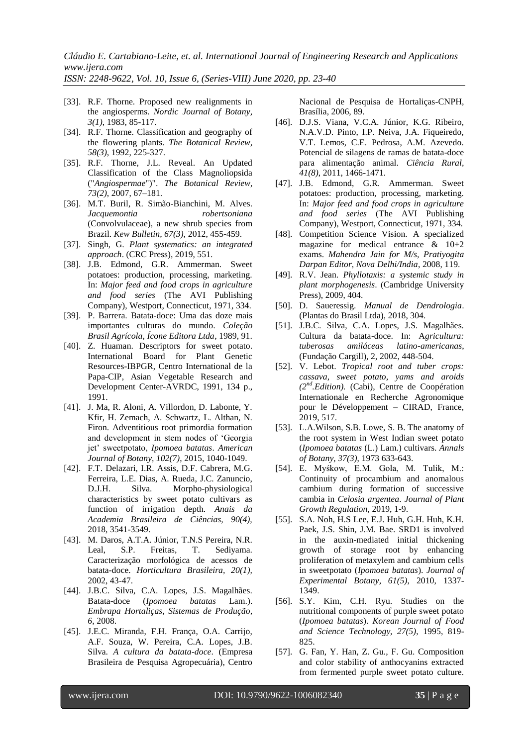- [33]. R.F. Thorne. Proposed new realignments in the angiosperms. *Nordic Journal of Botany, 3(1)*, 1983, 85-117.
- [34]. R.F. Thorne. Classification and geography of the flowering plants. *The Botanical Review, 58(3)*, 1992, 225-327.
- [35]. R.F. Thorne, J.L. Reveal. An Updated Classification of the Class Magnoliopsida ("*Angiospermae*")". *The Botanical Review, 73(2)*, 2007, 67–181.
- [36]. M.T. Buril, R. Simão-Bianchini, M. Alves. *Jacquemontia robertsoniana* (Convolvulaceae), a new shrub species from Brazil. *Kew Bulletin, 67(3)*, 2012, 455-459.
- [37]. Singh, G. *Plant systematics: an integrated approach*. (CRC Press), 2019, 551.
- [38]. J.B. Edmond, G.R. Ammerman. Sweet potatoes: production, processing, marketing. In: *Major feed and food crops in agriculture and food series* (The AVI Publishing Company), Westport, Connecticut, 1971, 334.
- [39]. P. Barrera. Batata-doce: Uma das doze mais importantes culturas do mundo. *Coleção Brasil Agrícola, Ícone Editora Ltda*, 1989, 91.
- [40]. Z. Huaman. Descriptors for sweet potato. International Board for Plant Genetic Resources-IBPGR, Centro International de la Papa-CIP, Asian Vegetable Research and Development Center-AVRDC, 1991, 134 p., 1991.
- [41]. J. Ma, R. Aloni, A. Villordon, D. Labonte, Y. Kfir, H. Zemach, A. Schwartz, L. Althan, N. Firon. Adventitious root primordia formation and development in stem nodes of 'Georgia jet' sweetpotato, *Ipomoea batatas*. *American Journal of Botany, 102(7)*, 2015, 1040-1049.
- [42]. F.T. Delazari, I.R. Assis, D.F. Cabrera, M.G. Ferreira, L.E. Dias, A. Rueda, J.C. Zanuncio, D.J.H. Silva. Morpho-physiological characteristics by sweet potato cultivars as function of irrigation depth. *Anais da Academia Brasileira de Ciências, 90(4)*, 2018, 3541-3549.
- [43]. M. Daros, A.T.A. Júnior, T.N.S Pereira, N.R. Leal, S.P. Freitas, T. Sediyama. Caracterização morfológica de acessos de batata-doce. *Horticultura Brasileira, 20(1)*, 2002, 43-47.
- [44]. J.B.C. Silva, C.A. Lopes, J.S. Magalhães. Batata-doce (*Ipomoea batatas* Lam.). *Embrapa Hortaliças, Sistemas de Produção, 6*, 2008.
- [45]. J.E.C. Miranda, F.H. França, O.A. Carrijo, A.F. Souza, W. Pereira, C.A. Lopes, J.B. Silva. *A cultura da batata-doce*. (Empresa Brasileira de Pesquisa Agropecuária), Centro Nacional de Pesquisa de Hortaliças-CNPH, Brasília, 2006, 89.
- [46]. D.J.S. Viana, V.C.A. Júnior, K.G. Ribeiro, N.A.V.D. Pinto, I.P. Neiva, J.A. Fiqueiredo, V.T. Lemos, C.E. Pedrosa, A.M. Azevedo. Potencial de silagens de ramas de batata-doce para alimentação animal. *Ciência Rural, 41(8)*, 2011, 1466-1471.
- [47]. J.B. Edmond, G.R. Ammerman. Sweet potatoes: production, processing, marketing. In: *Major feed and food crops in agriculture and food series* (The AVI Publishing Company), Westport, Connecticut, 1971, 334.
- [48]. Competition Science Vision. A specialized magazine for medical entrance & 10+2 exams. *Mahendra Jain for M/s, Pratiyogita Darpan Editor, Nova Delhi/India*, 2008, 119.
- [49]. R.V. Jean. *Phyllotaxis: a systemic study in plant morphogenesis*. (Cambridge University Press), 2009, 404.
- [50]. D. Saueressig. *Manual de Dendrologia*. (Plantas do Brasil Ltda), 2018, 304.
- [51]. J.B.C. Silva, C.A. Lopes, J.S. Magalhães. Cultura da batata-doce. In: A*gricultura: tuberosas amiláceas latino-americanas*, (Fundação Cargill), 2, 2002, 448-504.
- [52]. V. Lebot. *Tropical root and tuber crops: cassava, sweet potato, yams and aroids (2nd.Edition).* (Cabi), Centre de Coopération Internationale en Recherche Agronomique pour le Développement – CIRAD, France, 2019, 517.
- [53]. L.A.Wilson, S.B. Lowe, S. B. The anatomy of the root system in West Indian sweet potato (*Ipomoea batatas* (L.) Lam.) cultivars. *Annals of Botany, 37(3)*, 1973 633-643.
- [54]. E. Myśkow, E.M. Gola, M. Tulik, M.: Continuity of procambium and anomalous cambium during formation of successive cambia in *Celosia argentea*. *Journal of Plant Growth Regulation*, 2019, 1-9.
- [55]. S.A. Noh, H.S Lee, E.J. Huh, G.H. Huh, K.H. Paek, J.S. Shin, J.M. Bae. SRD1 is involved in the auxin-mediated initial thickening growth of storage root by enhancing proliferation of metaxylem and cambium cells in sweetpotato (*Ipomoea batatas*). *Journal of Experimental Botany, 61(5)*, 2010, 1337-1349.
- [56]. S.Y. Kim, C.H. Ryu. Studies on the nutritional components of purple sweet potato (*Ipomoea batatas*). *Korean Journal of Food and Science Technology, 27(5)*, 1995, 819-825.
- [57]. G. Fan, Y. Han, Z. Gu., F. Gu. Composition and color stability of anthocyanins extracted from fermented purple sweet potato culture.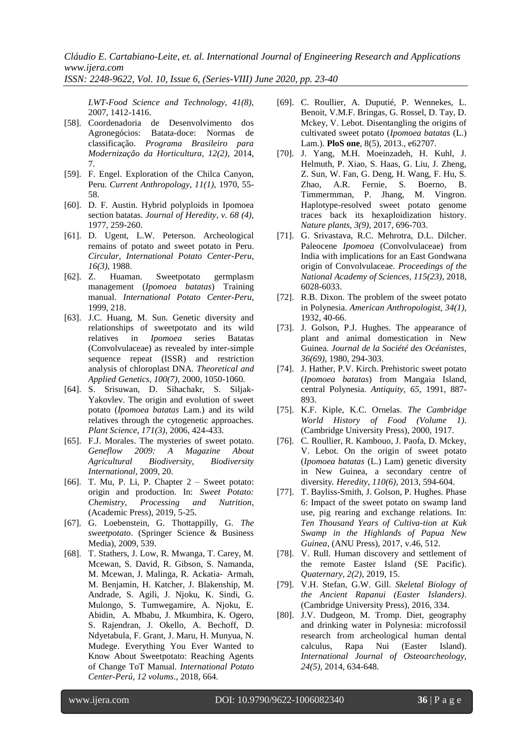*LWT-Food Science and Technology, 41(8),* 2007, 1412-1416.

[58]. Coordenadoria de Desenvolvimento dos Agronegócios: Batata-doce: Normas de classificação. *Programa Brasileiro para Modernização da Horticultura, 12(2),* 2014, 7.

[59]. F. Engel. Exploration of the Chilca Canyon, Peru. *Current Anthropology, 11(1),* 1970, 55-58.

[60]. D. F. Austin. Hybrid polyploids in Ipomoea section batatas. *Journal of Heredity, v. 68 (4),* 1977, 259-260.

[61]. D. Ugent, L.W. Peterson. Archeological remains of potato and sweet potato in Peru. *Circular, International Potato Center-Peru, 16(3)*, 1988.

[62]. Z. Huaman. Sweetpotato germplasm management (*Ipomoea batatas*) Training manual. *International Potato Center-Peru*, 1999, 218.

[63]. J.C. Huang, M. Sun. Genetic diversity and relationships of sweetpotato and its wild relatives in *Ipomoea* series Batatas (Convolvulaceae) as revealed by inter-simple sequence repeat (ISSR) and restriction analysis of chloroplast DNA. *Theoretical and Applied Genetics, 100(7)*, 2000, 1050-1060.

[64]. S. Srisuwan, D. Sihachakr, S. Siljak-Yakovlev. The origin and evolution of sweet potato (*Ipomoea batatas* Lam.) and its wild relatives through the cytogenetic approaches. *Plant Science, 171(3)*, 2006, 424-433.

[65]. F.J. Morales. The mysteries of sweet potato. *Geneflow 2009: A Magazine About Agricultural Biodiversity, Biodiversity International*, 2009, 20.

[66]. T. Mu, P. Li, P. Chapter 2 – Sweet potato: origin and production. In: *Sweet Potato: Chemistry, Processing and Nutrition*, (Academic Press), 2019, 5-25.

[67]. G. Loebenstein, G. Thottappilly, G. *The sweetpotato*. (Springer Science & Business Media), 2009, 539.

[68]. T. Stathers, J. Low, R. Mwanga, T. Carey, M. Mcewan, S. David, R. Gibson, S. Namanda, M. Mcewan, J. Malinga, R. Ackatia- Armah, M. Benjamin, H. Katcher, J. Blakenship, M. Andrade, S. Agili, J. Njoku, K. Sindi, G. Mulongo, S. Tumwegamire, A. Njoku, E. Abidin, A. Mbabu, J. Mkumbira, K. Ogero, S. Rajendran, J. Okello, A. Bechoff, D. Ndyetabula, F. Grant, J. Maru, H. Munyua, N. Mudege. Everything You Ever Wanted to Know About Sweetpotato: Reaching Agents of Change ToT Manual. *International Potato Center-Perú, 12 volums*., 2018, 664.

[69]. C. Roullier, A. Duputié, P. Wennekes, L. Benoit, V.M.F. Bringas, G. Rossel, D. Tay, D. Mckey, V. Lebot. Disentangling the origins of cultivated sweet potato (*Ipomoea batatas* (L.) Lam.). **PloS one**, 8(5), 2013., e62707.

[70]. J. Yang, M.H. Moeinzadeh, H. Kuhl, J. Helmuth, P. Xiao, S. Haas, G. Liu, J. Zheng, Z. Sun, W. Fan, G. Deng, H. Wang, F. Hu, S. Zhao, A.R. Fernie, S. Boerno, B. Timmermman, P. Jhang, M. Vingron. Haplotype-resolved sweet potato genome traces back its hexaploidization history. *Nature plants, 3(9)*, 2017, 696-703.

[71]. G. Srivastava, R.C. Mehrotra, D.L. Dilcher. Paleocene *Ipomoea* (Convolvulaceae) from India with implications for an East Gondwana origin of Convolvulaceae. *Proceedings of the National Academy of Sciences, 115(23)*, 2018, 6028-6033.

[72]. R.B. Dixon. The problem of the sweet potato in Polynesia. *American Anthropologist, 34(1),* 1932, 40-66.

[73]. J. Golson, P.J. Hughes. The appearance of plant and animal domestication in New Guinea. *Journal de la Société des Océanistes, 36(69),* 1980, 294-303.

[74]. J. Hather, P.V. Kirch. Prehistoric sweet potato (*Ipomoea batatas*) from Mangaia Island, central Polynesia. *Antiquity, 65,* 1991, 887-893.

[75]. K.F. Kiple, K.C. Ornelas. *The Cambridge World History of Food (Volume 1)*. (Cambridge University Press), 2000, 1917.

[76]. C. Roullier, R. Kambouo, J. Paofa, D. Mckey, V. Lebot. On the origin of sweet potato (*Ipomoea batatas* (L.) Lam) genetic diversity in New Guinea, a secondary centre of diversity. *Heredity, 110(6),* 2013, 594-604.

[77]. T. Bayliss-Smith, J. Golson, P. Hughes. Phase 6: Impact of the sweet potato on swamp land use, pig rearing and exchange relations. In: *Ten Thousand Years of Cultiva-tion at Kuk Swamp in the Highlands of Papua New Guinea*, (ANU Press), 2017, v.46, 512.

[78]. V. Rull. Human discovery and settlement of the remote Easter Island (SE Pacific). *Quaternary, 2(2),* 2019, 15.

[79]. V.H. Stefan, G.W. Gill. *Skeletal Biology of the Ancient Rapanui (Easter Islanders)*. (Cambridge University Press), 2016, 334.

[80]. J.V. Dudgeon, M. Tromp. Diet, geography and drinking water in Polynesia: microfossil research from archeological human dental calculus, Rapa Nui (Easter Island). *International Journal of Osteoarcheology, 24(5),* 2014, 634-648.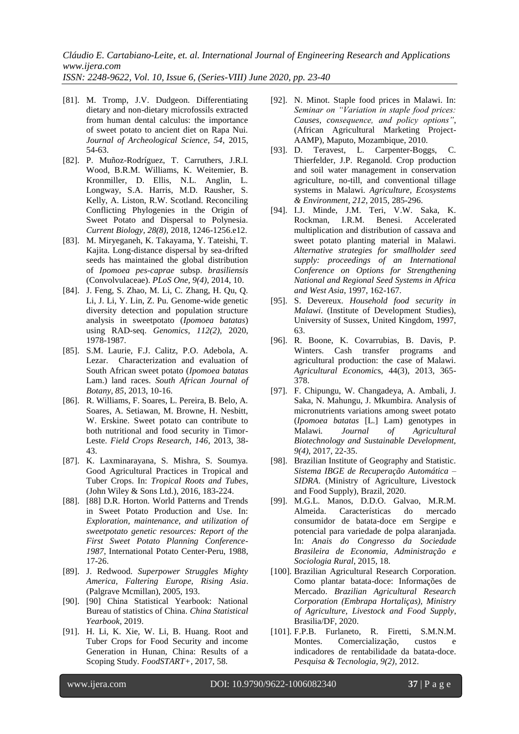[81]. M. Tromp, J.V. Dudgeon. Differentiating dietary and non-dietary microfossils extracted from human dental calculus: the importance of sweet potato to ancient diet on Rapa Nui. *Journal of Archeological Science, 54*, 2015, 54-63.

[82]. P. Muñoz-Rodríguez, T. Carruthers, J.R.I. Wood, B.R.M. Williams, K. Weitemier, B. Kronmiller, D. Ellis, N.L. Anglin, L. Longway, S.A. Harris, M.D. Rausher, S. Kelly, A. Liston, R.W. Scotland. Reconciling Conflicting Phylogenies in the Origin of Sweet Potato and Dispersal to Polynesia. *Current Biology, 28(8)*, 2018, 1246-1256.e12.

[83]. M. Miryeganeh, K. Takayama, Y. Tateishi, T. Kajita. Long-distance dispersal by sea-drifted seeds has maintained the global distribution of *Ipomoea pes-caprae* subsp. *brasiliensis* (Convolvulaceae). *PLoS One, 9(4)*, 2014, 10.

[84]. J. Feng, S. Zhao, M. Li, C. Zhang, H. Qu, Q. Li, J. Li, Y. Lin, Z. Pu. Genome-wide genetic diversity detection and population structure analysis in sweetpotato (*Ipomoea batatas*) using RAD-seq. *Genomics, 112(2)*, 2020, 1978-1987.

[85]. S.M. Laurie, F.J. Calitz, P.O. Adebola, A. Lezar. Characterization and evaluation of South African sweet potato (*Ipomoea batatas* Lam.) land races. *South African Journal of Botany, 85*, 2013, 10-16.

[86]. R. Williams, F. Soares, L. Pereira, B. Belo, A. Soares, A. Setiawan, M. Browne, H. Nesbitt, W. Erskine. Sweet potato can contribute to both nutritional and food security in Timor-Leste. *Field Crops Research, 146*, 2013, 38-43.

[87]. K. Laxminarayana, S. Mishra, S. Soumya. Good Agricultural Practices in Tropical and Tuber Crops. In: *Tropical Roots and Tubes*, (John Wiley & Sons Ltd.), 2016, 183-224.

[88]. [88] D.R. Horton. World Patterns and Trends in Sweet Potato Production and Use. In: *Exploration, maintenance, and utilization of sweetpotato genetic resources: Report of the First Sweet Potato Planning Conference-1987*, International Potato Center-Peru, 1988, 17-26.

[89]. J. Redwood. *Superpower Struggles Mighty America, Faltering Europe, Rising Asia*. (Palgrave Mcmillan), 2005, 193.

[90]. [90] China Statistical Yearbook: National Bureau of statistics of China. *China Statistical Yearbook*, 2019.

[91]. H. Li, K. Xie, W. Li, B. Huang. Root and Tuber Crops for Food Security and income Generation in Hunan, China: Results of a Scoping Study. *FoodSTART+*, 2017, 58.

[92]. N. Minot. Staple food prices in Malawi. In: *Seminar on "Variation in staple food prices: Causes, consequence, and policy options"*, (African Agricultural Marketing Project-AAMP), Maputo, Mozambique, 2010.

[93]. D. Teravest, L. Carpenter-Boggs, C. Thierfelder, J.P. Reganold. Crop production and soil water management in conservation agriculture, no-till, and conventional tillage systems in Malawi. *Agriculture, Ecosystems & Environment, 212*, 2015, 285-296.

[94]. I.J. Minde, J.M. Teri, V.W. Saka, K. Rockman, I.R.M. Benesi. Accelerated multiplication and distribution of cassava and sweet potato planting material in Malawi. *Alternative strategies for smallholder seed supply: proceedings of an International Conference on Options for Strengthening National and Regional Seed Systems in Africa and West Asia*, 1997, 162-167.

[95]. S. Devereux. *Household food security in Malawi*. (Institute of Development Studies), University of Sussex, United Kingdom, 1997, 63.

[96]. R. Boone, K. Covarrubias, B. Davis, P. Winters. Cash transfer programs and agricultural production: the case of Malawi. *Agricultural Economic*s, 44(3), 2013, 365-378.

[97]. F. Chipungu, W. Changadeya, A. Ambali, J. Saka, N. Mahungu, J. Mkumbira. Analysis of micronutrients variations among sweet potato (*Ipomoea batatas* [L.] Lam) genotypes in Malawi. *Journal of Agricultural Biotechnology and Sustainable Development, 9(4)*, 2017, 22-35.

[98]. Brazilian Institute of Geography and Statistic. *Sistema IBGE de Recuperação Automática – SIDRA*. (Ministry of Agriculture, Livestock and Food Supply), Brazil, 2020.

[99]. M.G.L. Manos, D.D.O. Galvao, M.R.M. Almeida. Características do mercado consumidor de batata-doce em Sergipe e potencial para variedade de polpa alaranjada. In: *Anais do Congresso da Sociedade Brasileira de Economia, Administração e Sociologia Rural*, 2015, 18.

[100]. Brazilian Agricultural Research Corporation. Como plantar batata-doce: Informações de Mercado. *Brazilian Agricultural Research Corporation (Embrapa Hortaliças), Ministry of Agriculture, Livestock and Food Supply*, Brasilia/DF, 2020.

[101]. F.P.B. Furlaneto, R. Firetti, S.M.N.M. Montes. Comercialização, custos e indicadores de rentabilidade da batata-doce. *Pesquisa & Tecnologia, 9(2)*, 2012.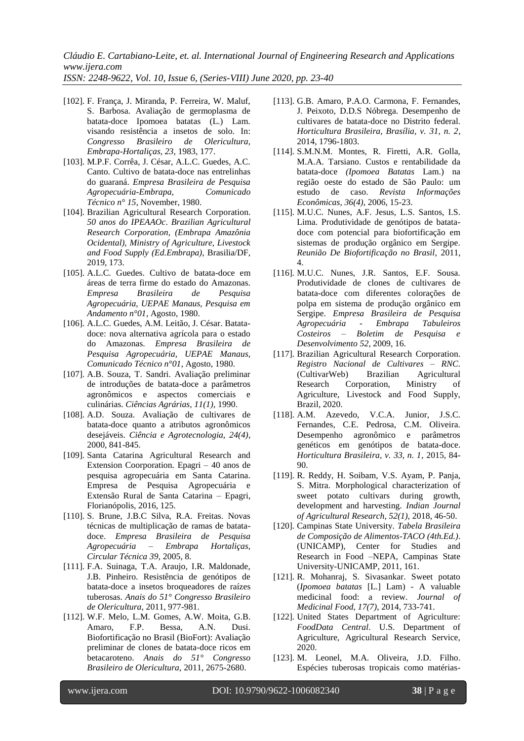[102]. F. França, J. Miranda, P. Ferreira, W. Maluf, S. Barbosa. Avaliação de germoplasma de batata-doce Ipomoea batatas (L.) Lam. visando resistência a insetos de solo. In: *Congresso Brasileiro de Olericultura, Embrapa-Hortaliças, 23*, 1983, 177.

[103]. M.P.F. Corrêa, J. César, A.L.C. Guedes, A.C. Canto. Cultivo de batata-doce nas entrelinhas do guaraná. *Empresa Brasileira de Pesquisa Agropecuária-Embrapa, Comunicado Técnico n° 15*, November, 1980.

[104]. Brazilian Agricultural Research Corporation. *50 anos do IPEAAOc*. *Brazilian Agricultural Research Corporation, (Embrapa Amazônia Ocidental), Ministry of Agriculture, Livestock and Food Supply (Ed.Embrapa)*, Brasilia/DF, 2019, 173.

[105]. A.L.C. Guedes. Cultivo de batata-doce em áreas de terra firme do estado do Amazonas. *Empresa Brasileira de Pesquisa Agropecuária, UEPAE Manaus, Pesquisa em Andamento n°01*, Agosto, 1980.

[106]. A.L.C. Guedes, A.M. Leitão, J. César. Batata-doce: nova alternativa agrícola para o estado do Amazonas. *Empresa Brasileira de Pesquisa Agropecuária, UEPAE Manaus, Comunicado Técnico n°01*, Agosto, 1980.

[107]. A.B. Souza, T. Sandri. Avaliação preliminar de introduções de batata-doce a parâmetros agronômicos e aspectos comerciais e culinárias. *Ciências Agrárias, 11(1)*, 1990.

[108]. A.D. Souza. Avaliação de cultivares de batata-doce quanto a atributos agronômicos desejáveis. *Ciência e Agrotecnologia, 24(4)*, 2000, 841-845.

[109]. Santa Catarina Agricultural Research and Extension Coorporation. Epagri – 40 anos de pesquisa agropecuária em Santa Catarina. Empresa de Pesquisa Agropecuária e Extensão Rural de Santa Catarina – Epagri, Florianópolis, 2016, 125.

[110]. S. Brune, J.B.C Silva, R.A. Freitas. Novas técnicas de multiplicação de ramas de batata-doce. *Empresa Brasileira de Pesquisa Agropecuária – Embrapa Hortaliças, Circular Técnica 39*, 2005, 8.

[111]. F.A. Suinaga, T.A. Araujo, I.R. Maldonade, J.B. Pinheiro. Resistência de genótipos de batata-doce a insetos broqueadores de raízes tuberosas. *Anais do 51° Congresso Brasileiro de Olericultura*, 2011, 977-981.

[112]. W.F. Melo, L.M. Gomes, A.W. Moita, G.B. Amaro, F.P. Bessa, A.N. Dusi. Biofortificação no Brasil (BioFort): Avaliação preliminar de clones de batata-doce ricos em betacaroteno. *Anais do 51° Congresso Brasileiro de Olericultura*, 2011, 2675-2680.

[113]. G.B. Amaro, P.A.O. Carmona, F. Fernandes, J. Peixoto, D.D.S Nóbrega. Desempenho de cultivares de batata-doce no Distrito federal. *Horticultura Brasileira, Brasília, v. 31, n. 2*, 2014, 1796-1803.

[114]. S.M.N.M. Montes, R. Firetti, A.R. Golla, M.A.A. Tarsiano. Custos e rentabilidade da batata-doce *(Ipomoea Batatas* Lam.) na região oeste do estado de São Paulo: um estudo de caso. *Revista Informações Econômicas, 36(4)*, 2006, 15-23.

[115]. M.U.C. Nunes, A.F. Jesus, L.S. Santos, I.S. Lima. Produtividade de genótipos de batata-doce com potencial para biofortificação em sistemas de produção orgânico em Sergipe. *Reunião De Biofortificação no Brasil*, 2011, 4.

[116]. M.U.C. Nunes, J.R. Santos, E.F. Sousa. Produtividade de clones de cultivares de batata-doce com diferentes colorações de polpa em sistema de produção orgânico em Sergipe. *Empresa Brasileira de Pesquisa Agropecuária - Embrapa Tabuleiros Costeiros – Boletim de Pesquisa e Desenvolvimento 52*, 2009, 16.

[117]. Brazilian Agricultural Research Corporation. *Registro Nacional de Cultivares – RNC.* (CultivarWeb) Brazilian Agricultural Research Corporation, Ministry of Agriculture, Livestock and Food Supply, Brazil, 2020.

[118]. A.M. Azevedo, V.C.A. Junior, J.S.C. Fernandes, C.E. Pedrosa, C.M. Oliveira. Desempenho agronômico e parâmetros genéticos em genótipos de batata-doce. *Horticultura Brasileira, v. 33, n. 1*, 2015, 84-90.

[119]. R. Reddy, H. Soibam, V.S. Ayam, P. Panja, S. Mitra. Morphological characterization of sweet potato cultivars during growth, development and harvesting. *Indian Journal of Agricultural Research, 52(1)*, 2018, 46-50.

[120]. Campinas State University. *Tabela Brasileira de Composição de Alimentos-TACO (4th.Ed.)*. (UNICAMP), Center for Studies and Research in Food –NEPA, Campinas State University-UNICAMP, 2011, 161.

[121]. R. Mohanraj, S. Sivasankar. Sweet potato (*Ipomoea batatas* [L.] Lam) - A valuable medicinal food: a review. *Journal of Medicinal Food, 17(7)*, 2014, 733-741.

[122]. United States Department of Agriculture: *FoodData Central*. U.S. Department of Agriculture, Agricultural Research Service, 2020.

[123]. M. Leonel, M.A. Oliveira, J.D. Filho. Espécies tuberosas tropicais como matérias-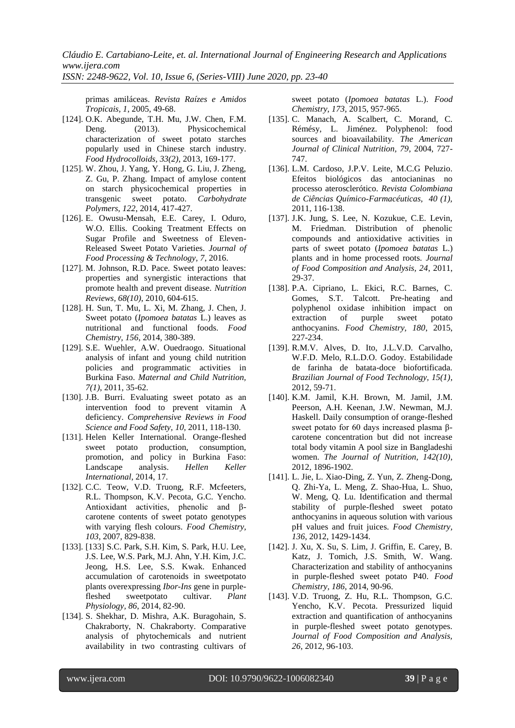primas amiláceas. *Revista Raízes e Amidos Tropicais, 1*, 2005, 49-68.

[124]. O.K. Abegunde, T.H. Mu, J.W. Chen, F.M. Deng. (2013). Physicochemical characterization of sweet potato starches popularly used in Chinese starch industry. *Food Hydrocolloids, 33(2)*, 2013, 169-177.

[125]. W. Zhou, J. Yang, Y. Hong, G. Liu, J. Zheng, Z. Gu, P. Zhang. Impact of amylose content on starch physicochemical properties in transgenic sweet potato. *Carbohydrate Polymers, 122*, 2014, 417-427.

[126]. E. Owusu-Mensah, E.E. Carey, I. Oduro, W.O. Ellis. Cooking Treatment Effects on Sugar Profile and Sweetness of Eleven-Released Sweet Potato Varieties. *Journal of Food Processing & Technology, 7*, 2016.

[127]. M. Johnson, R.D. Pace. Sweet potato leaves: properties and synergistic interactions that promote health and prevent disease. *Nutrition Reviews, 68(10)*, 2010, 604-615.

[128]. H. Sun, T. Mu, L. Xi, M. Zhang, J. Chen, J. Sweet potato (*Ipomoea batatas* L.) leaves as nutritional and functional foods. *Food Chemistry, 156*, 2014, 380-389.

[129]. S.E. Wuehler, A.W. Ouedraogo. Situational analysis of infant and young child nutrition policies and programmatic activities in Burkina Faso. *Maternal and Child Nutrition, 7(1)*, 2011, 35-62.

[130]. J.B. Burri. Evaluating sweet potato as an intervention food to prevent vitamin A deficiency. *Comprehensive Reviews in Food Science and Food Safety, 10*, 2011, 118-130.

[131]. Helen Keller International. Orange-fleshed sweet potato production, consumption, promotion, and policy in Burkina Faso: Landscape analysis. *Hellen Keller International*, 2014, 17.

[132]. C.C. Teow, V.D. Truong, R.F. Mcfeeters, R.L. Thompson, K.V. Pecota, G.C. Yencho. Antioxidant activities, phenolic and β-carotene contents of sweet potato genotypes with varying flesh colours. *Food Chemistry, 103*, 2007, 829-838.

[133]. [133] S.C. Park, S.H. Kim, S. Park, H.U. Lee, J.S. Lee, W.S. Park, M.J. Ahn, Y.H. Kim, J.C. Jeong, H.S. Lee, S.S. Kwak. Enhanced accumulation of carotenoids in sweetpotato plants overexpressing *Ibor-Ins* gene in purple-fleshed sweetpotato cultivar. *Plant Physiology, 86*, 2014, 82-90.

[134]. S. Shekhar, D. Mishra, A.K. Buragohain, S. Chakraborty, N. Chakraborty. Comparative analysis of phytochemicals and nutrient availability in two contrasting cultivars of sweet potato (*Ipomoea batatas* L.). *Food Chemistry, 173*, 2015, 957-965.

[135]. C. Manach, A. Scalbert, C. Morand, C. Rémésy, L. Jiménez. Polyphenol: food sources and bioavailability. *The American Journal of Clinical Nutrition, 79*, 2004, 727-747.

[136]. L.M. Cardoso, J.P.V. Leite, M.C.G Peluzio. Efeitos biológicos das antocianinas no processo aterosclerótico. *Revista Colombiana de Ciências Químico-Farmacéuticas, 40 (1)*, 2011, 116-138.

[137]. J.K. Jung, S. Lee, N. Kozukue, C.E. Levin, M. Friedman. Distribution of phenolic compounds and antioxidative activities in parts of sweet potato (*Ipomoea batatas* L.) plants and in home processed roots. *Journal of Food Composition and Analysis, 24*, 2011, 29-37.

[138]. P.A. Cipriano, L. Ekici, R.C. Barnes, C. Gomes, S.T. Talcott. Pre-heating and polyphenol oxidase inhibition impact on extraction of purple sweet potato anthocyanins. *Food Chemistry, 180*, 2015, 227-234.

[139]. R.M.V. Alves, D. Ito, J.L.V.D. Carvalho, W.F.D. Melo, R.L.D.O. Godoy. Estabilidade de farinha de batata-doce biofortificada. *Brazilian Journal of Food Technology, 15(1)*, 2012, 59-71.

[140]. K.M. Jamil, K.H. Brown, M. Jamil, J.M. Peerson, A.H. Keenan, J.W. Newman, M.J. Haskell. Daily consumption of orange-fleshed sweet potato for 60 days increased plasma β-carotene concentration but did not increase total body vitamin A pool size in Bangladeshi women. *The Journal of Nutrition, 142(10)*, 2012, 1896-1902.

[141]. L. Jie, L. Xiao-Ding, Z. Yun, Z. Zheng-Dong, Q. Zhi-Ya, L. Meng, Z. Shao-Hua, L. Shuo, W. Meng, Q. Lu. Identification and thermal stability of purple-fleshed sweet potato anthocyanins in aqueous solution with various pH values and fruit juices. *Food Chemistry, 136*, 2012, 1429-1434.

[142]. J. Xu, X. Su, S. Lim, J. Griffin, E. Carey, B. Katz, J. Tomich, J.S. Smith, W. Wang. Characterization and stability of anthocyanins in purple-fleshed sweet potato P40. *Food Chemistry, 186*, 2014, 90-96.

[143]. V.D. Truong, Z. Hu, R.L. Thompson, G.C. Yencho, K.V. Pecota. Pressurized liquid extraction and quantification of anthocyanins in purple-fleshed sweet potato genotypes. *Journal of Food Composition and Analysis, 26*, 2012, 96-103.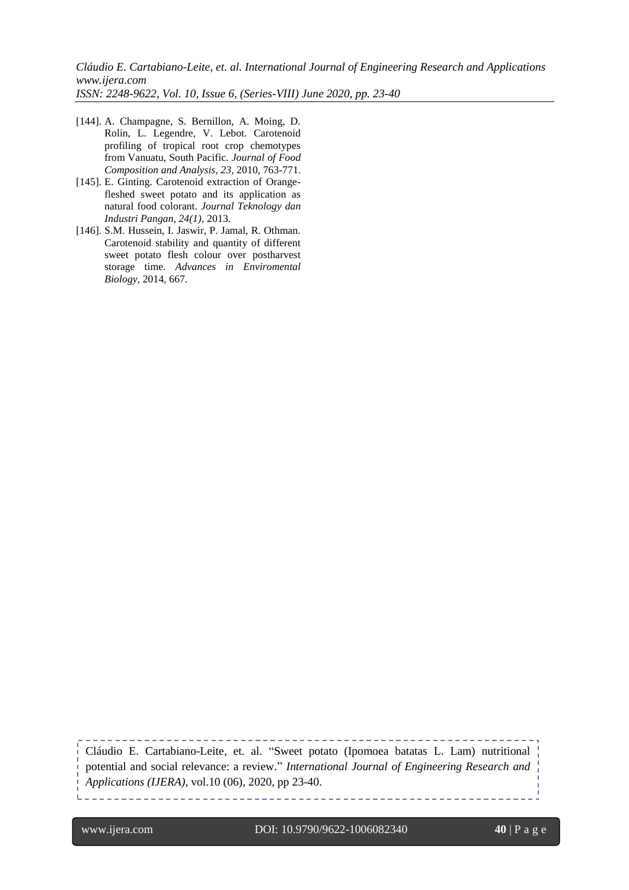[144]. A. Champagne, S. Bernillon, A. Moing, D. Rolin, L. Legendre, V. Lebot. Carotenoid profiling of tropical root crop chemotypes from Vanuatu, South Pacific. *Journal of Food Composition and Analysis, 23*, 2010, 763-771.

[145]. E. Ginting. Carotenoid extraction of Orange-fleshed sweet potato and its application as natural food colorant. *Journal Teknology dan Industri Pangan, 24(1)*, 2013.

[146]. S.M. Hussein, I. Jaswir, P. Jamal, R. Othman. Carotenoid stability and quantity of different sweet potato flesh colour over postharvest storage time. *Advances in Enviromental Biology*, 2014, 667.

Cláudio E. Cartabiano-Leite, et. al. "Sweet potato (Ipomoea batatas L. Lam) nutritional potential and social relevance: a review." *International Journal of Engineering Research and Applications (IJERA)*, vol.10 (06), 2020, pp 23-40.